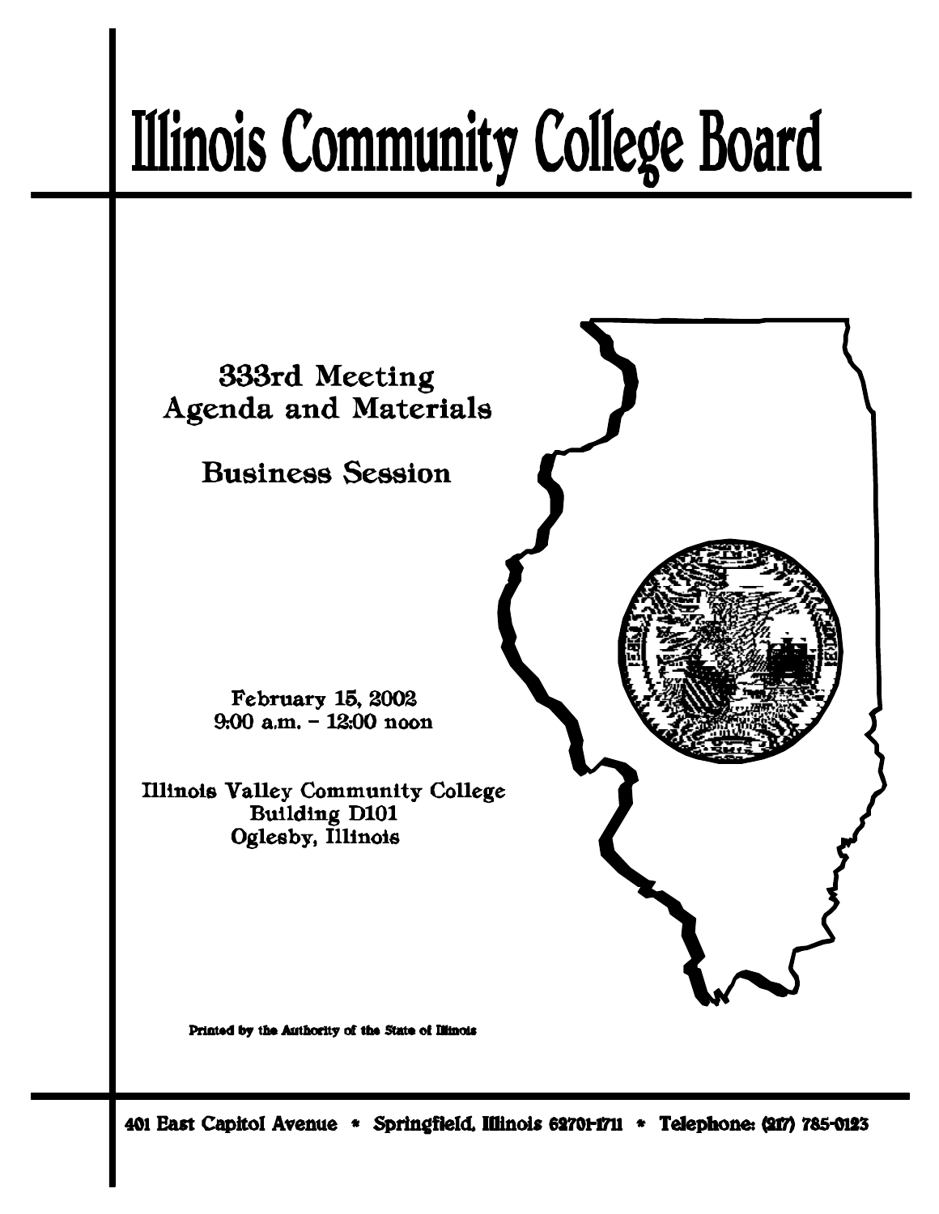# Illinois Community College Board

## 333rd Meeting
## Agenda and Materials

### Business Session

February 15, 2002
9:00 a.m. – 12:00 noon

Illinois Valley Community College
Building D101
Oglesby, Illinois

Printed by the Authority of the State of Illinois

401 East Capitol Avenue * Springfield, Illinois 62701-1711 * Telephone: (217) 785-0123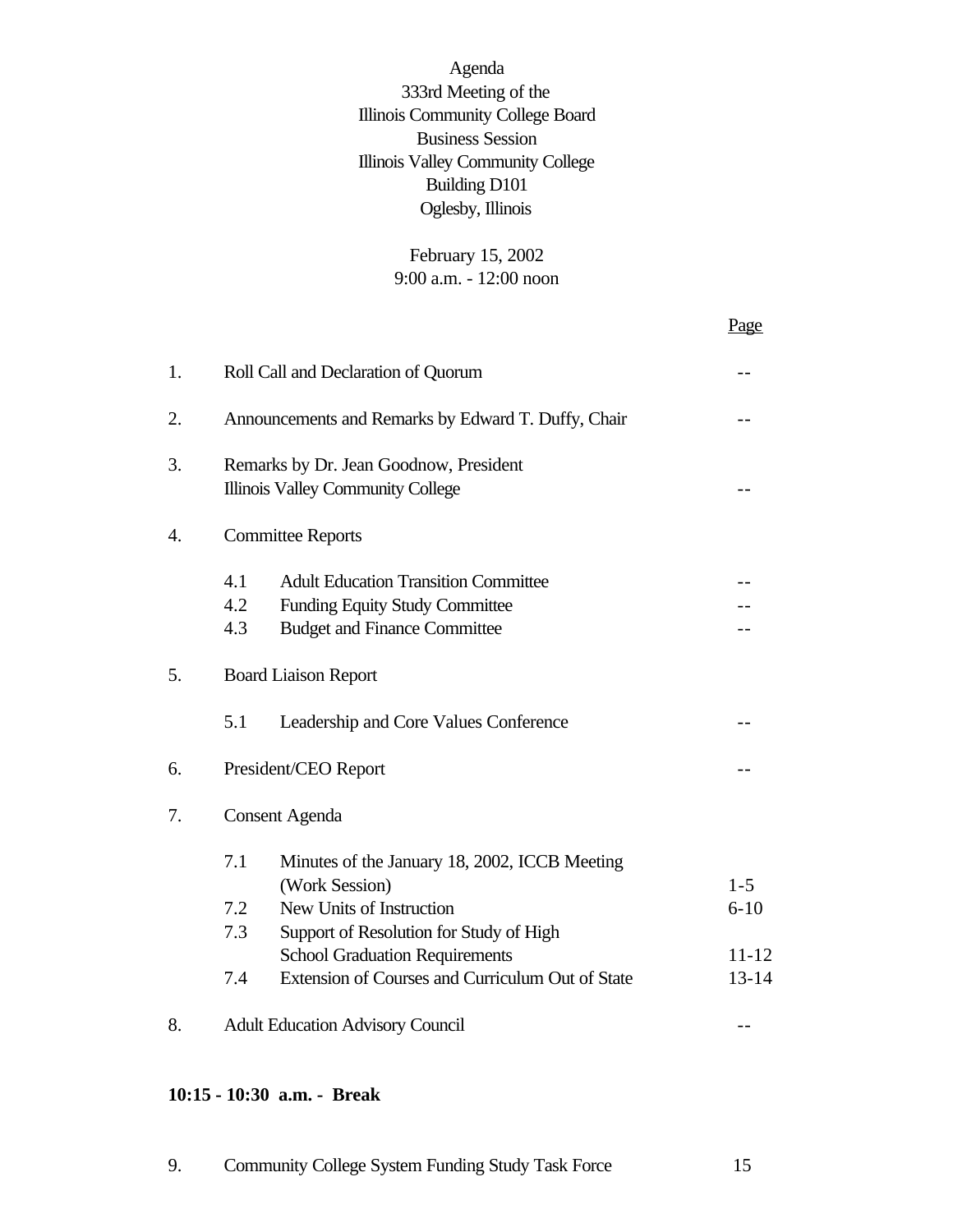# Agenda
## 333rd Meeting of the Illinois Community College Board
### Business Session
Illinois Valley Community College
Building D101
Oglesby, Illinois

February 15, 2002
9:00 a.m. - 12:00 noon

| | | Page |
|---|---|---|
| 1. | Roll Call and Declaration of Quorum | -- |
| 2. | Announcements and Remarks by Edward T. Duffy, Chair | -- |
| 3. | Remarks by Dr. Jean Goodnow, President Illinois Valley Community College | -- |
| 4. | Committee Reports | |
| | 4.1 Adult Education Transition Committee | -- |
| | 4.2 Funding Equity Study Committee | -- |
| | 4.3 Budget and Finance Committee | -- |
| 5. | Board Liaison Report | |
| | 5.1 Leadership and Core Values Conference | -- |
| 6. | President/CEO Report | -- |
| 7. | Consent Agenda | |
| | 7.1 Minutes of the January 18, 2002, ICCB Meeting (Work Session) | 1-5 |
| | 7.2 New Units of Instruction | 6-10 |
| | 7.3 Support of Resolution for Study of High School Graduation Requirements | 11-12 |
| | 7.4 Extension of Courses and Curriculum Out of State | 13-14 |
| 8. | Adult Education Advisory Council | -- |

**10:15 - 10:30 a.m. - Break**

| | | |
|---|---|---|
| 9. | Community College System Funding Study Task Force | 15 |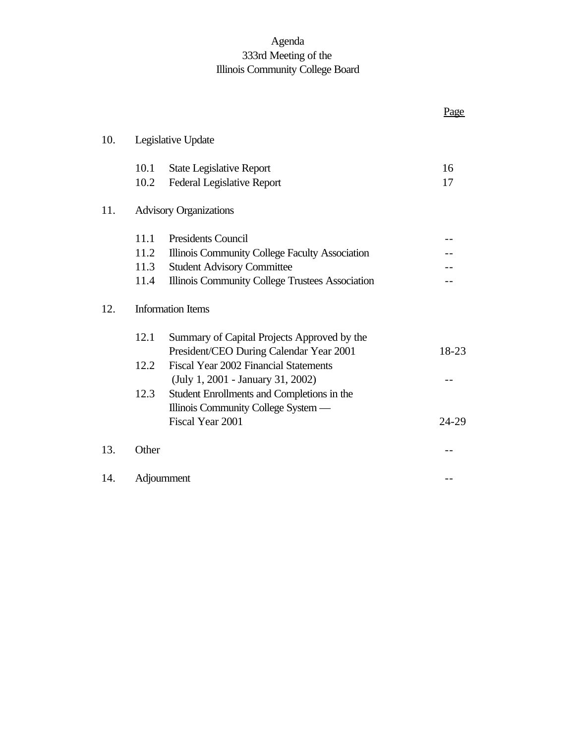Agenda
333rd Meeting of the
Illinois Community College Board

| | | | Page |
|---|---|---|---|
| 10. | Legislative Update | | |
| | 10.1 | State Legislative Report | 16 |
| | 10.2 | Federal Legislative Report | 17 |
| 11. | Advisory Organizations | | |
| | 11.1 | Presidents Council | -- |
| | 11.2 | Illinois Community College Faculty Association | -- |
| | 11.3 | Student Advisory Committee | -- |
| | 11.4 | Illinois Community College Trustees Association | -- |
| 12. | Information Items | | |
| | 12.1 | Summary of Capital Projects Approved by the President/CEO During Calendar Year 2001 | 18-23 |
| | 12.2 | Fiscal Year 2002 Financial Statements (July 1, 2001 - January 31, 2002) | -- |
| | 12.3 | Student Enrollments and Completions in the Illinois Community College System — Fiscal Year 2001 | 24-29 |
| 13. | Other | | -- |
| 14. | Adjournment | | -- |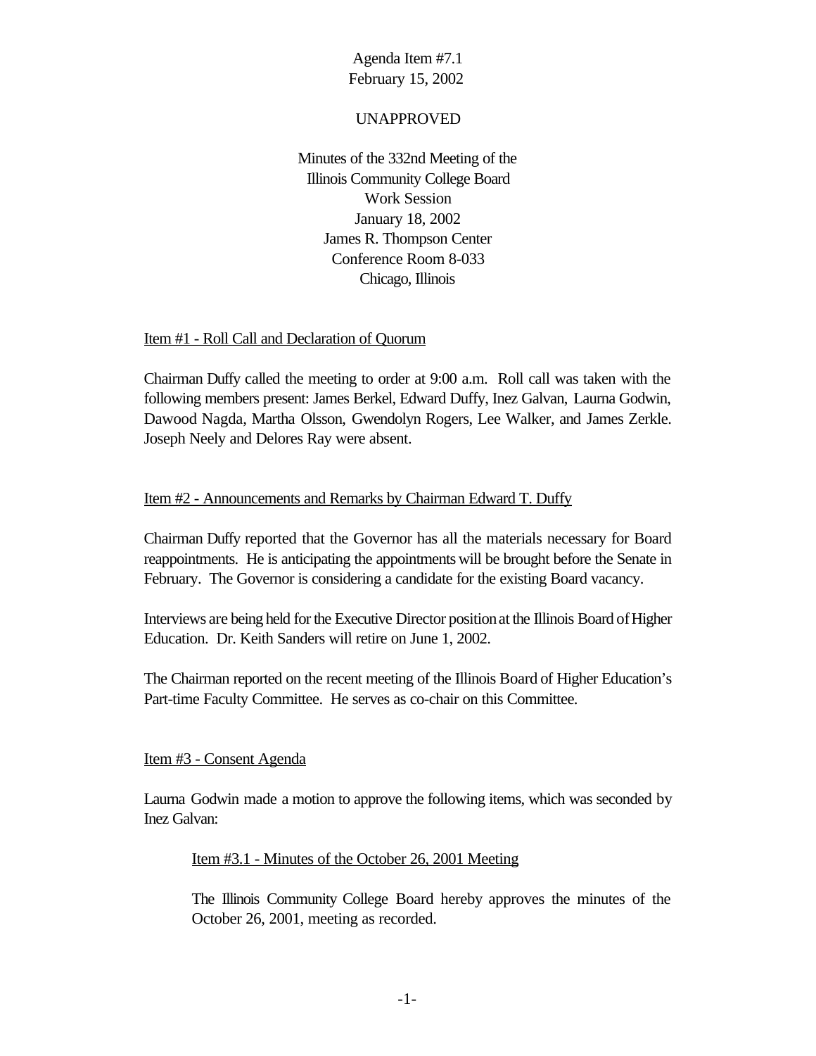Agenda Item #7.1
February 15, 2002

UNAPPROVED

Minutes of the 332nd Meeting of the
Illinois Community College Board
Work Session
January 18, 2002
James R. Thompson Center
Conference Room 8-033
Chicago, Illinois

Item #1 - Roll Call and Declaration of Quorum

Chairman Duffy called the meeting to order at 9:00 a.m. Roll call was taken with the following members present: James Berkel, Edward Duffy, Inez Galvan, Laurna Godwin, Dawood Nagda, Martha Olsson, Gwendolyn Rogers, Lee Walker, and James Zerkle. Joseph Neely and Delores Ray were absent.

Item #2 - Announcements and Remarks by Chairman Edward T. Duffy

Chairman Duffy reported that the Governor has all the materials necessary for Board reappointments. He is anticipating the appointments will be brought before the Senate in February. The Governor is considering a candidate for the existing Board vacancy.

Interviews are being held for the Executive Director position at the Illinois Board of Higher Education. Dr. Keith Sanders will retire on June 1, 2002.

The Chairman reported on the recent meeting of the Illinois Board of Higher Education's Part-time Faculty Committee. He serves as co-chair on this Committee.

Item #3 - Consent Agenda

Laurna Godwin made a motion to approve the following items, which was seconded by Inez Galvan:

Item #3.1 - Minutes of the October 26, 2001 Meeting

The Illinois Community College Board hereby approves the minutes of the October 26, 2001, meeting as recorded.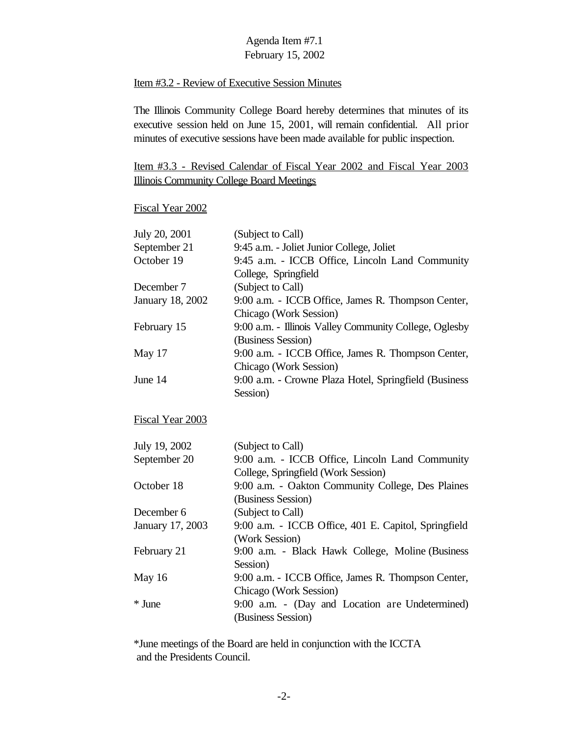Agenda Item #7.1
February 15, 2002

Item #3.2 - Review of Executive Session Minutes

The Illinois Community College Board hereby determines that minutes of its executive session held on June 15, 2001, will remain confidential. All prior minutes of executive sessions have been made available for public inspection.

Item #3.3 - Revised Calendar of Fiscal Year 2002 and Fiscal Year 2003 Illinois Community College Board Meetings

Fiscal Year 2002

| | |
|---|---|
| July 20, 2001 | (Subject to Call) |
| September 21 | 9:45 a.m. - Joliet Junior College, Joliet |
| October 19 | 9:45 a.m. - ICCB Office, Lincoln Land Community College, Springfield |
| December 7 | (Subject to Call) |
| January 18, 2002 | 9:00 a.m. - ICCB Office, James R. Thompson Center, Chicago (Work Session) |
| February 15 | 9:00 a.m. - Illinois Valley Community College, Oglesby (Business Session) |
| May 17 | 9:00 a.m. - ICCB Office, James R. Thompson Center, Chicago (Work Session) |
| June 14 | 9:00 a.m. - Crowne Plaza Hotel, Springfield (Business Session) |

Fiscal Year 2003

| | |
|---|---|
| July 19, 2002 | (Subject to Call) |
| September 20 | 9:00 a.m. - ICCB Office, Lincoln Land Community College, Springfield (Work Session) |
| October 18 | 9:00 a.m. - Oakton Community College, Des Plaines (Business Session) |
| December 6 | (Subject to Call) |
| January 17, 2003 | 9:00 a.m. - ICCB Office, 401 E. Capitol, Springfield (Work Session) |
| February 21 | 9:00 a.m. - Black Hawk College, Moline (Business Session) |
| May 16 | 9:00 a.m. - ICCB Office, James R. Thompson Center, Chicago (Work Session) |
| * June | 9:00 a.m. - (Day and Location are Undetermined) (Business Session) |

*June meetings of the Board are held in conjunction with the ICCTA and the Presidents Council.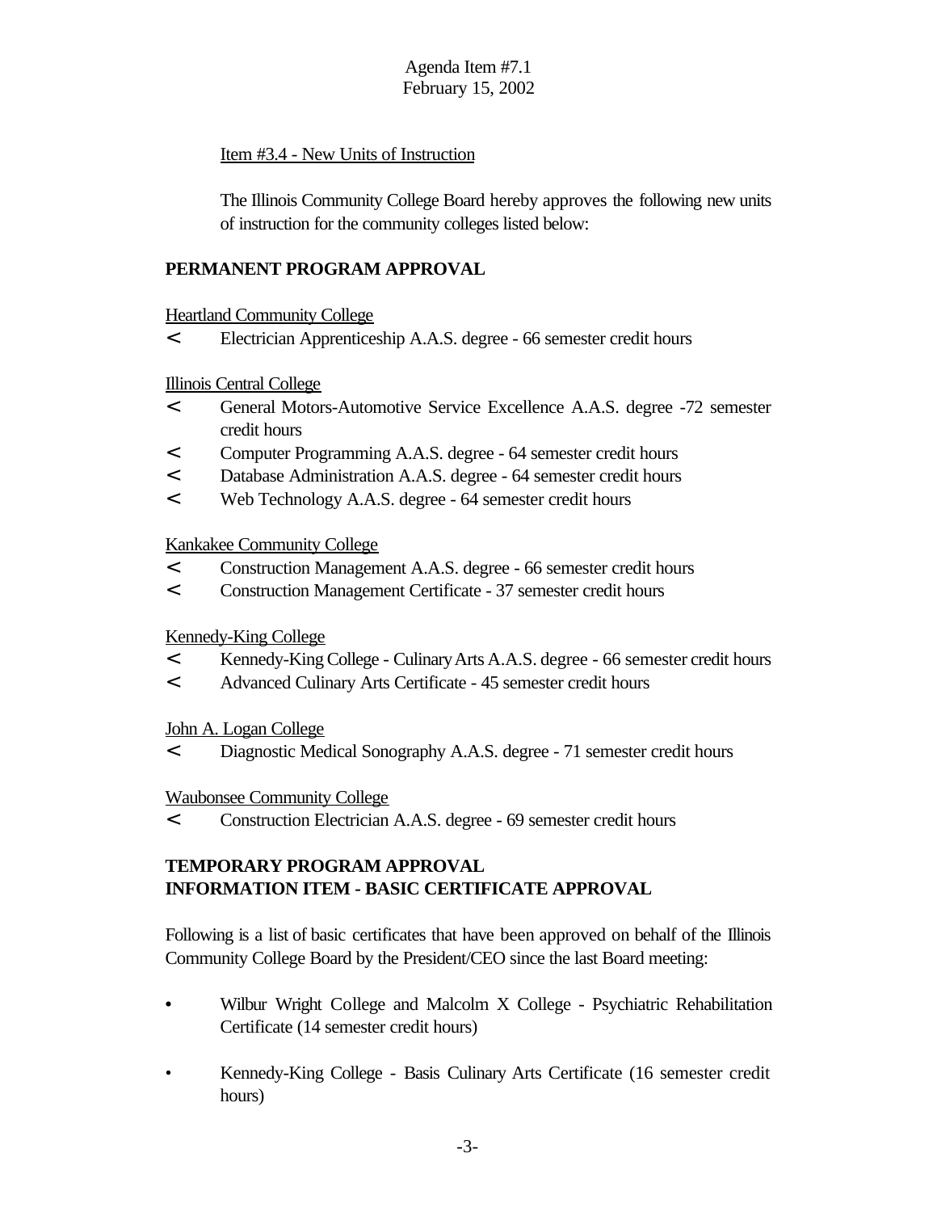Agenda Item #7.1
February 15, 2002

Item #3.4 - New Units of Instruction

The Illinois Community College Board hereby approves the following new units of instruction for the community colleges listed below:

**PERMANENT PROGRAM APPROVAL**

Heartland Community College

- Electrician Apprenticeship A.A.S. degree - 66 semester credit hours

Illinois Central College

- General Motors-Automotive Service Excellence A.A.S. degree -72 semester credit hours
- Computer Programming A.A.S. degree - 64 semester credit hours
- Database Administration A.A.S. degree - 64 semester credit hours
- Web Technology A.A.S. degree - 64 semester credit hours

Kankakee Community College

- Construction Management A.A.S. degree - 66 semester credit hours
- Construction Management Certificate - 37 semester credit hours

Kennedy-King College

- Kennedy-King College - Culinary Arts A.A.S. degree - 66 semester credit hours
- Advanced Culinary Arts Certificate - 45 semester credit hours

John A. Logan College

- Diagnostic Medical Sonography A.A.S. degree - 71 semester credit hours

Waubonsee Community College

- Construction Electrician A.A.S. degree - 69 semester credit hours

**TEMPORARY PROGRAM APPROVAL**
**INFORMATION ITEM - BASIC CERTIFICATE APPROVAL**

Following is a list of basic certificates that have been approved on behalf of the Illinois Community College Board by the President/CEO since the last Board meeting:

- Wilbur Wright College and Malcolm X College - Psychiatric Rehabilitation Certificate (14 semester credit hours)

- Kennedy-King College - Basis Culinary Arts Certificate (16 semester credit hours)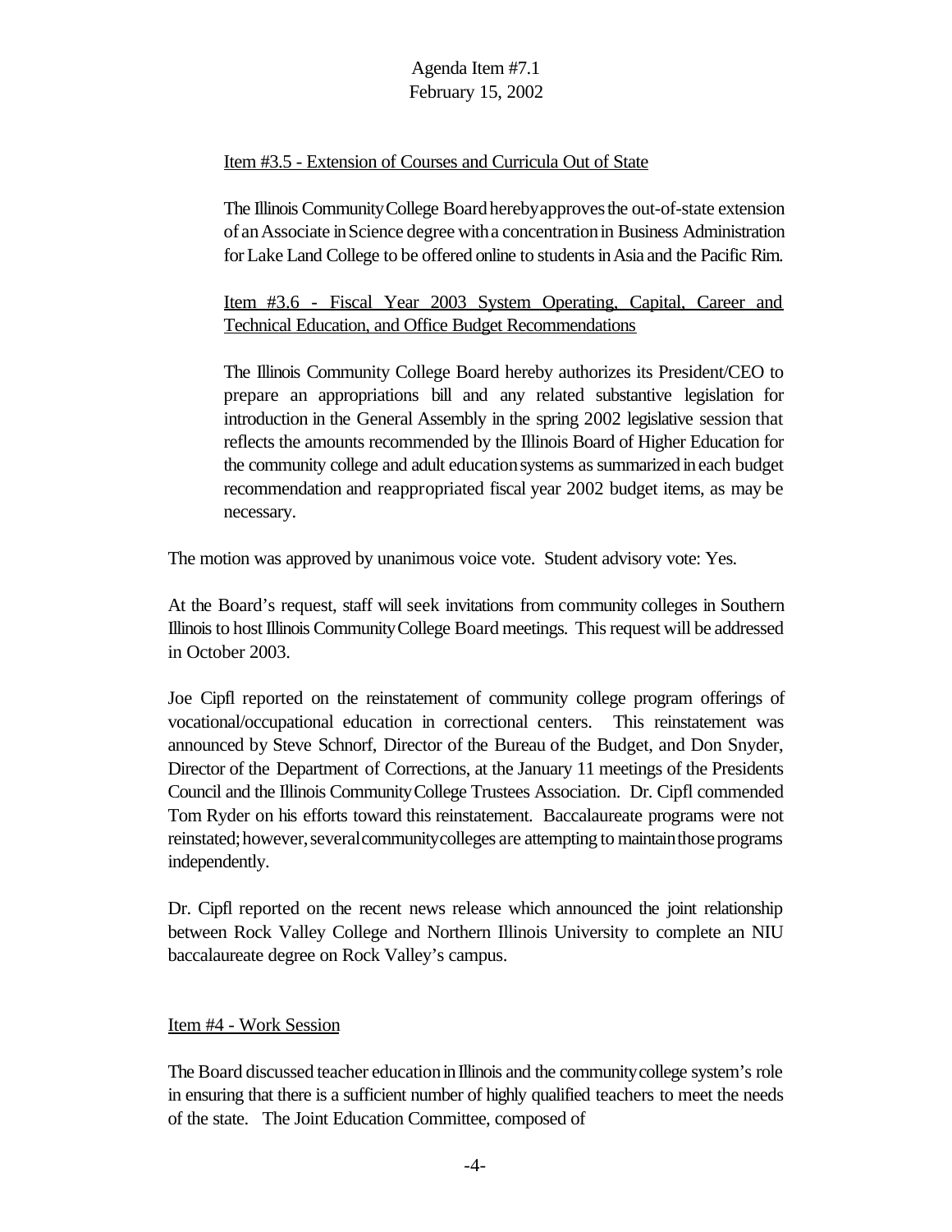Item #3.5 - Extension of Courses and Curricula Out of State

The Illinois Community College Board hereby approves the out-of-state extension of an Associate in Science degree with a concentration in Business Administration for Lake Land College to be offered online to students in Asia and the Pacific Rim.

Item #3.6 - Fiscal Year 2003 System Operating, Capital, Career and Technical Education, and Office Budget Recommendations

The Illinois Community College Board hereby authorizes its President/CEO to prepare an appropriations bill and any related substantive legislation for introduction in the General Assembly in the spring 2002 legislative session that reflects the amounts recommended by the Illinois Board of Higher Education for the community college and adult education systems as summarized in each budget recommendation and reappropriated fiscal year 2002 budget items, as may be necessary.

The motion was approved by unanimous voice vote. Student advisory vote: Yes.

At the Board's request, staff will seek invitations from community colleges in Southern Illinois to host Illinois Community College Board meetings. This request will be addressed in October 2003.

Joe Cipfl reported on the reinstatement of community college program offerings of vocational/occupational education in correctional centers. This reinstatement was announced by Steve Schnorf, Director of the Bureau of the Budget, and Don Snyder, Director of the Department of Corrections, at the January 11 meetings of the Presidents Council and the Illinois Community College Trustees Association. Dr. Cipfl commended Tom Ryder on his efforts toward this reinstatement. Baccalaureate programs were not reinstated; however, several community colleges are attempting to maintain those programs independently.

Dr. Cipfl reported on the recent news release which announced the joint relationship between Rock Valley College and Northern Illinois University to complete an NIU baccalaureate degree on Rock Valley's campus.

Item #4 - Work Session

The Board discussed teacher education in Illinois and the community college system's role in ensuring that there is a sufficient number of highly qualified teachers to meet the needs of the state. The Joint Education Committee, composed of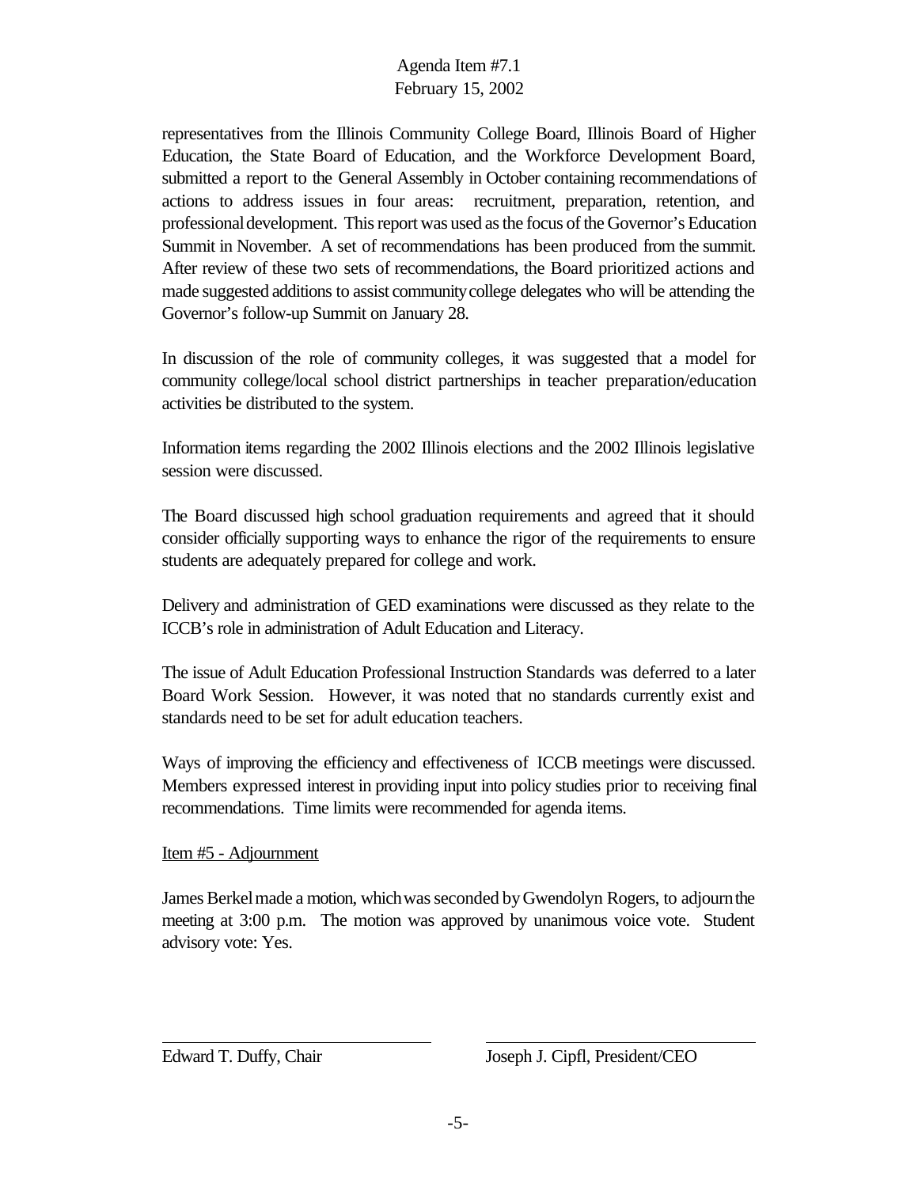representatives from the Illinois Community College Board, Illinois Board of Higher Education, the State Board of Education, and the Workforce Development Board, submitted a report to the General Assembly in October containing recommendations of actions to address issues in four areas: recruitment, preparation, retention, and professional development. This report was used as the focus of the Governor's Education Summit in November. A set of recommendations has been produced from the summit. After review of these two sets of recommendations, the Board prioritized actions and made suggested additions to assist community college delegates who will be attending the Governor's follow-up Summit on January 28.

In discussion of the role of community colleges, it was suggested that a model for community college/local school district partnerships in teacher preparation/education activities be distributed to the system.

Information items regarding the 2002 Illinois elections and the 2002 Illinois legislative session were discussed.

The Board discussed high school graduation requirements and agreed that it should consider officially supporting ways to enhance the rigor of the requirements to ensure students are adequately prepared for college and work.

Delivery and administration of GED examinations were discussed as they relate to the ICCB's role in administration of Adult Education and Literacy.

The issue of Adult Education Professional Instruction Standards was deferred to a later Board Work Session. However, it was noted that no standards currently exist and standards need to be set for adult education teachers.

Ways of improving the efficiency and effectiveness of ICCB meetings were discussed. Members expressed interest in providing input into policy studies prior to receiving final recommendations. Time limits were recommended for agenda items.

<u>Item #5 - Adjournment</u>

James Berkel made a motion, which was seconded by Gwendolyn Rogers, to adjourn the meeting at 3:00 p.m. The motion was approved by unanimous voice vote. Student advisory vote: Yes.

Edward T. Duffy, Chair

Joseph J. Cipfl, President/CEO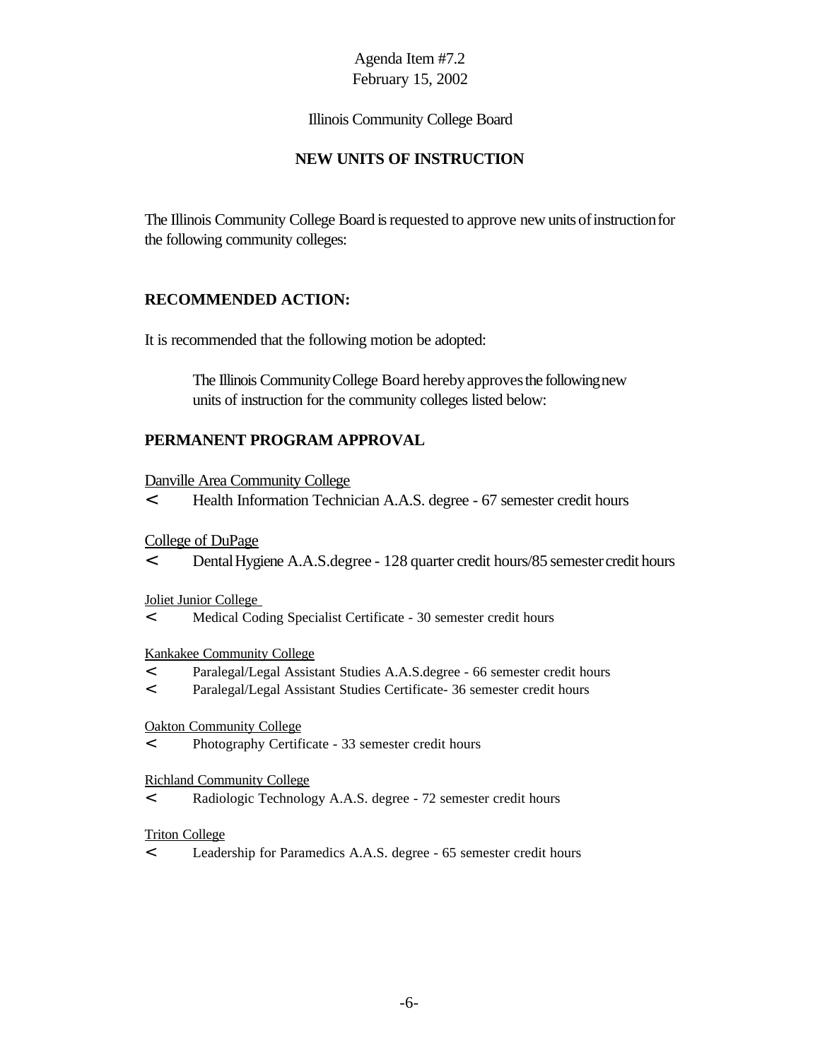Agenda Item #7.2
February 15, 2002

Illinois Community College Board

# NEW UNITS OF INSTRUCTION

The Illinois Community College Board is requested to approve new units of instruction for the following community colleges:

## RECOMMENDED ACTION:

It is recommended that the following motion be adopted:

> The Illinois Community College Board hereby approves the following new units of instruction for the community colleges listed below:

## PERMANENT PROGRAM APPROVAL

Danville Area Community College

- Health Information Technician A.A.S. degree - 67 semester credit hours

College of DuPage

- Dental Hygiene A.A.S.degree - 128 quarter credit hours/85 semester credit hours

Joliet Junior College

- Medical Coding Specialist Certificate - 30 semester credit hours

Kankakee Community College

- Paralegal/Legal Assistant Studies A.A.S.degree - 66 semester credit hours
- Paralegal/Legal Assistant Studies Certificate- 36 semester credit hours

Oakton Community College

- Photography Certificate - 33 semester credit hours

Richland Community College

- Radiologic Technology A.A.S. degree - 72 semester credit hours

Triton College

- Leadership for Paramedics A.A.S. degree - 65 semester credit hours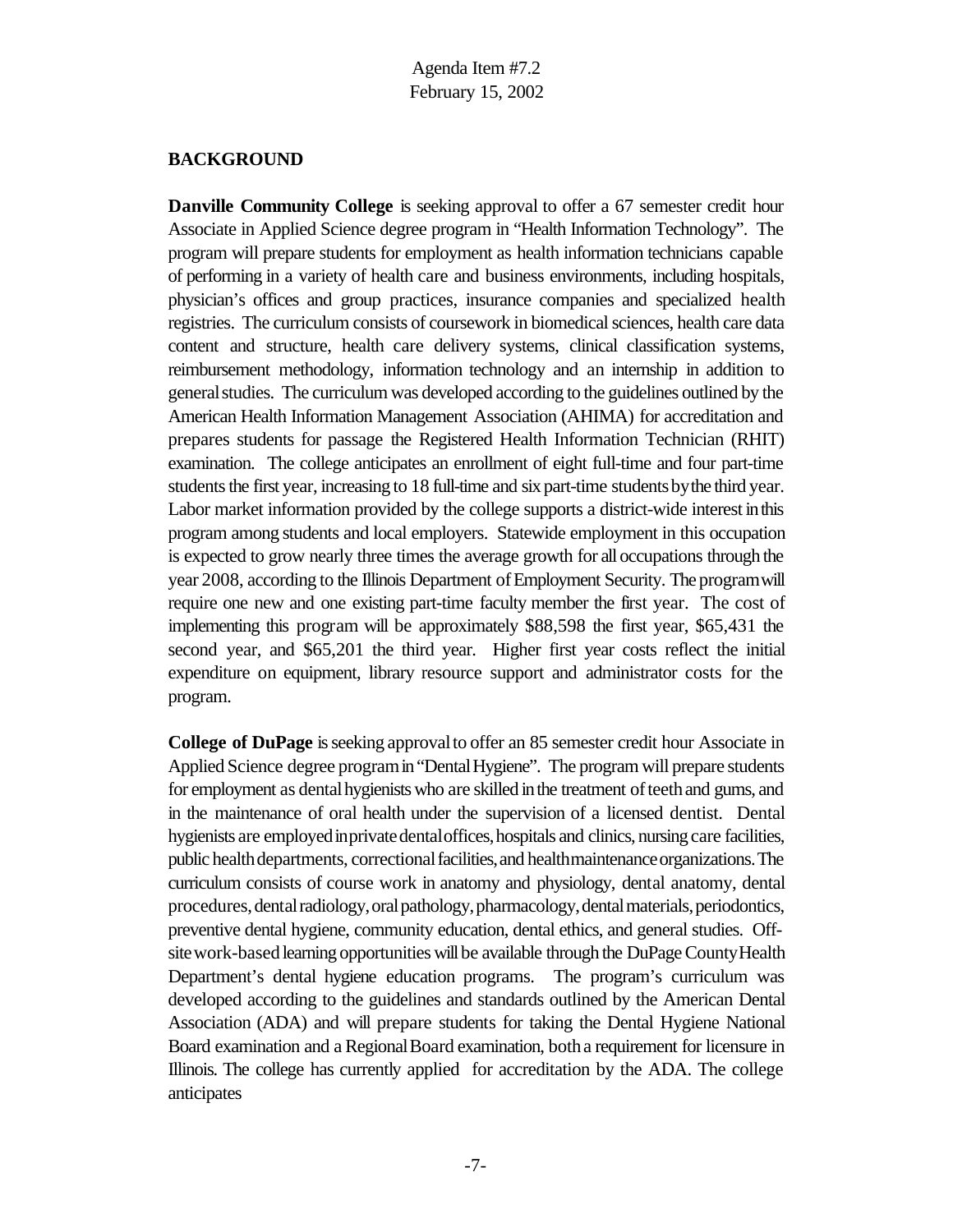Agenda Item #7.2
February 15, 2002

**BACKGROUND**

**Danville Community College** is seeking approval to offer a 67 semester credit hour Associate in Applied Science degree program in "Health Information Technology". The program will prepare students for employment as health information technicians capable of performing in a variety of health care and business environments, including hospitals, physician's offices and group practices, insurance companies and specialized health registries. The curriculum consists of coursework in biomedical sciences, health care data content and structure, health care delivery systems, clinical classification systems, reimbursement methodology, information technology and an internship in addition to general studies. The curriculum was developed according to the guidelines outlined by the American Health Information Management Association (AHIMA) for accreditation and prepares students for passage the Registered Health Information Technician (RHIT) examination. The college anticipates an enrollment of eight full-time and four part-time students the first year, increasing to 18 full-time and six part-time students by the third year. Labor market information provided by the college supports a district-wide interest in this program among students and local employers. Statewide employment in this occupation is expected to grow nearly three times the average growth for all occupations through the year 2008, according to the Illinois Department of Employment Security. The program will require one new and one existing part-time faculty member the first year. The cost of implementing this program will be approximately $88,598 the first year, $65,431 the second year, and $65,201 the third year. Higher first year costs reflect the initial expenditure on equipment, library resource support and administrator costs for the program.

**College of DuPage** is seeking approval to offer an 85 semester credit hour Associate in Applied Science degree program in "Dental Hygiene". The program will prepare students for employment as dental hygienists who are skilled in the treatment of teeth and gums, and in the maintenance of oral health under the supervision of a licensed dentist. Dental hygienists are employed in private dental offices, hospitals and clinics, nursing care facilities, public health departments, correctional facilities, and health maintenance organizations. The curriculum consists of course work in anatomy and physiology, dental anatomy, dental procedures, dental radiology, oral pathology, pharmacology, dental materials, periodontics, preventive dental hygiene, community education, dental ethics, and general studies. Off-site work-based learning opportunities will be available through the DuPage County Health Department's dental hygiene education programs. The program's curriculum was developed according to the guidelines and standards outlined by the American Dental Association (ADA) and will prepare students for taking the Dental Hygiene National Board examination and a Regional Board examination, both a requirement for licensure in Illinois. The college has currently applied for accreditation by the ADA. The college anticipates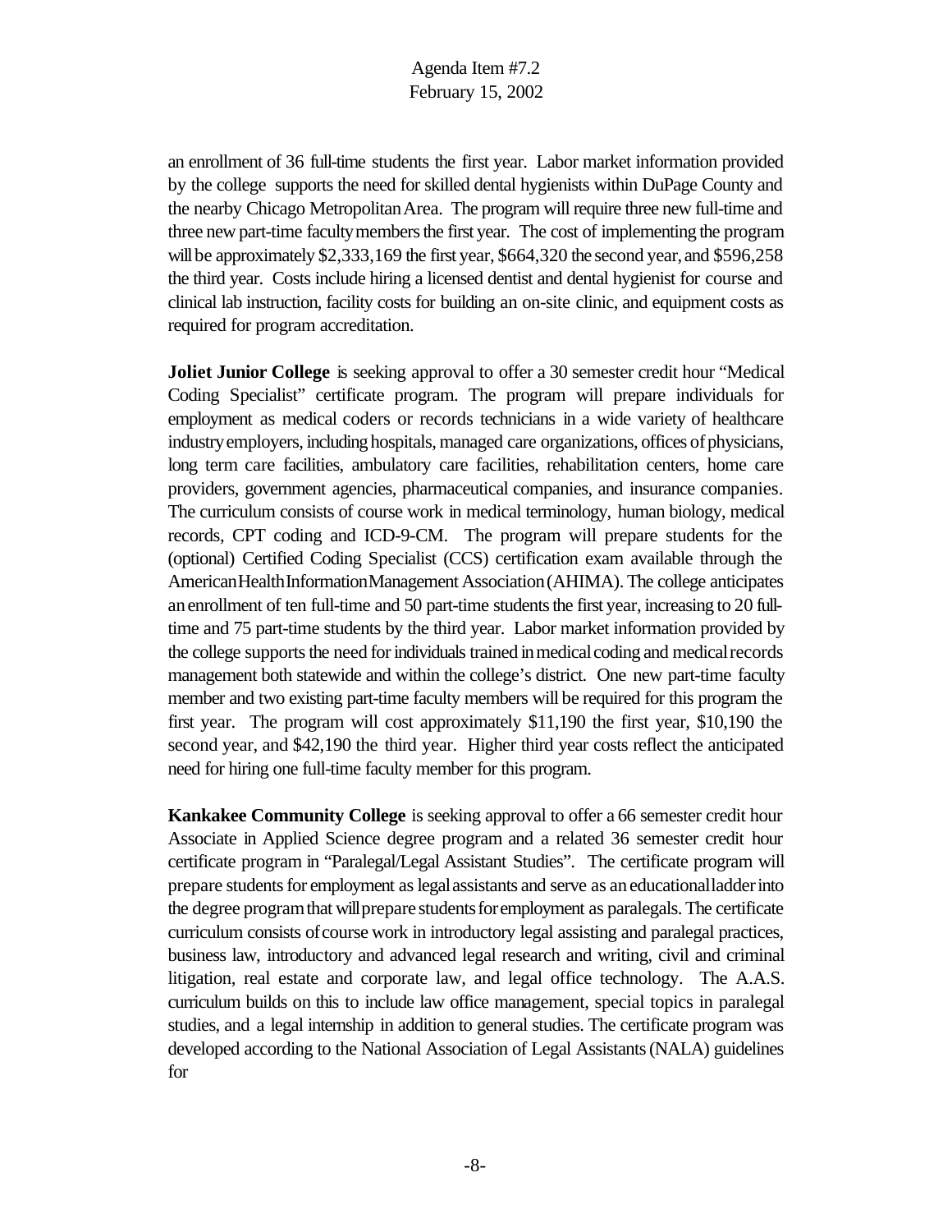an enrollment of 36 full-time students the first year. Labor market information provided by the college supports the need for skilled dental hygienists within DuPage County and the nearby Chicago Metropolitan Area. The program will require three new full-time and three new part-time faculty members the first year. The cost of implementing the program will be approximately $2,333,169 the first year, $664,320 the second year, and $596,258 the third year. Costs include hiring a licensed dentist and dental hygienist for course and clinical lab instruction, facility costs for building an on-site clinic, and equipment costs as required for program accreditation.

**Joliet Junior College** is seeking approval to offer a 30 semester credit hour "Medical Coding Specialist" certificate program. The program will prepare individuals for employment as medical coders or records technicians in a wide variety of healthcare industry employers, including hospitals, managed care organizations, offices of physicians, long term care facilities, ambulatory care facilities, rehabilitation centers, home care providers, government agencies, pharmaceutical companies, and insurance companies. The curriculum consists of course work in medical terminology, human biology, medical records, CPT coding and ICD-9-CM. The program will prepare students for the (optional) Certified Coding Specialist (CCS) certification exam available through the American Health Information Management Association (AHIMA). The college anticipates an enrollment of ten full-time and 50 part-time students the first year, increasing to 20 full-time and 75 part-time students by the third year. Labor market information provided by the college supports the need for individuals trained in medical coding and medical records management both statewide and within the college's district. One new part-time faculty member and two existing part-time faculty members will be required for this program the first year. The program will cost approximately $11,190 the first year, $10,190 the second year, and $42,190 the third year. Higher third year costs reflect the anticipated need for hiring one full-time faculty member for this program.

**Kankakee Community College** is seeking approval to offer a 66 semester credit hour Associate in Applied Science degree program and a related 36 semester credit hour certificate program in "Paralegal/Legal Assistant Studies". The certificate program will prepare students for employment as legal assistants and serve as an educational ladder into the degree program that will prepare students for employment as paralegals. The certificate curriculum consists of course work in introductory legal assisting and paralegal practices, business law, introductory and advanced legal research and writing, civil and criminal litigation, real estate and corporate law, and legal office technology. The A.A.S. curriculum builds on this to include law office management, special topics in paralegal studies, and a legal internship in addition to general studies. The certificate program was developed according to the National Association of Legal Assistants (NALA) guidelines for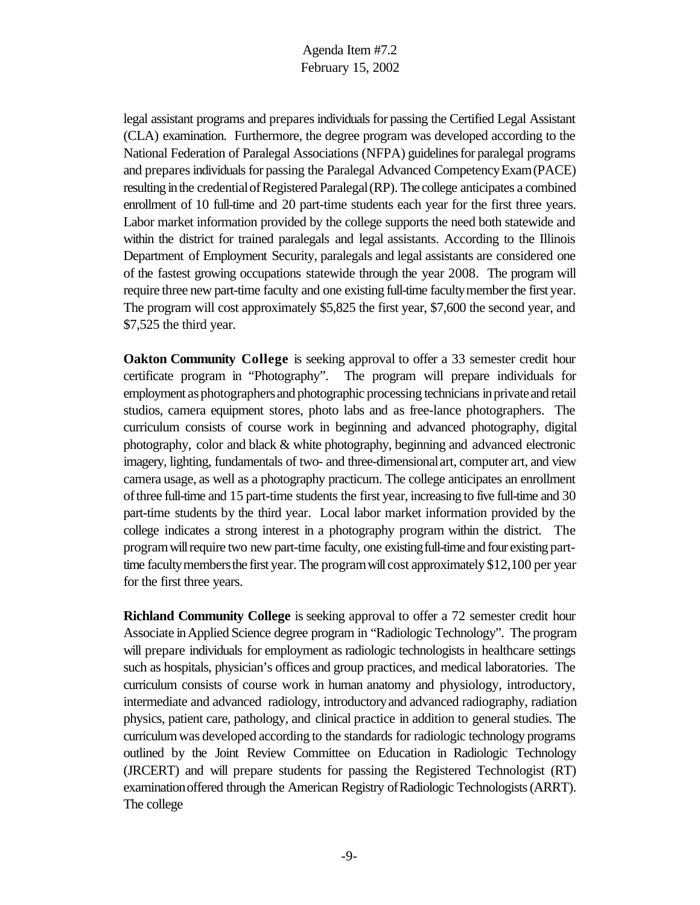legal assistant programs and prepares individuals for passing the Certified Legal Assistant (CLA) examination. Furthermore, the degree program was developed according to the National Federation of Paralegal Associations (NFPA) guidelines for paralegal programs and prepares individuals for passing the Paralegal Advanced Competency Exam (PACE) resulting in the credential of Registered Paralegal (RP). The college anticipates a combined enrollment of 10 full-time and 20 part-time students each year for the first three years. Labor market information provided by the college supports the need both statewide and within the district for trained paralegals and legal assistants. According to the Illinois Department of Employment Security, paralegals and legal assistants are considered one of the fastest growing occupations statewide through the year 2008. The program will require three new part-time faculty and one existing full-time faculty member the first year. The program will cost approximately $5,825 the first year, $7,600 the second year, and $7,525 the third year.

**Oakton Community College** is seeking approval to offer a 33 semester credit hour certificate program in "Photography". The program will prepare individuals for employment as photographers and photographic processing technicians in private and retail studios, camera equipment stores, photo labs and as free-lance photographers. The curriculum consists of course work in beginning and advanced photography, digital photography, color and black & white photography, beginning and advanced electronic imagery, lighting, fundamentals of two- and three-dimensional art, computer art, and view camera usage, as well as a photography practicum. The college anticipates an enrollment of three full-time and 15 part-time students the first year, increasing to five full-time and 30 part-time students by the third year. Local labor market information provided by the college indicates a strong interest in a photography program within the district. The program will require two new part-time faculty, one existing full-time and four existing part-time faculty members the first year. The program will cost approximately $12,100 per year for the first three years.

**Richland Community College** is seeking approval to offer a 72 semester credit hour Associate in Applied Science degree program in "Radiologic Technology". The program will prepare individuals for employment as radiologic technologists in healthcare settings such as hospitals, physician's offices and group practices, and medical laboratories. The curriculum consists of course work in human anatomy and physiology, introductory, intermediate and advanced radiology, introductory and advanced radiography, radiation physics, patient care, pathology, and clinical practice in addition to general studies. The curriculum was developed according to the standards for radiologic technology programs outlined by the Joint Review Committee on Education in Radiologic Technology (JRCERT) and will prepare students for passing the Registered Technologist (RT) examination offered through the American Registry of Radiologic Technologists (ARRT). The college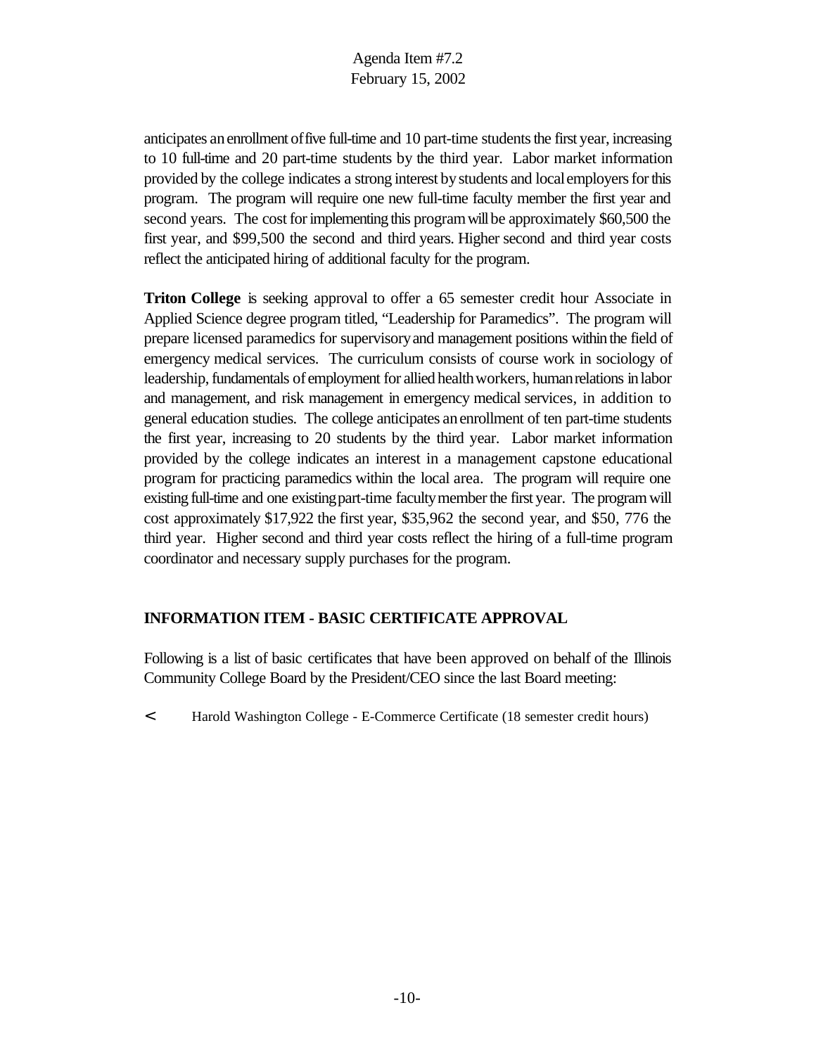anticipates an enrollment of five full-time and 10 part-time students the first year, increasing to 10 full-time and 20 part-time students by the third year. Labor market information provided by the college indicates a strong interest by students and local employers for this program. The program will require one new full-time faculty member the first year and second years. The cost for implementing this program will be approximately $60,500 the first year, and $99,500 the second and third years. Higher second and third year costs reflect the anticipated hiring of additional faculty for the program.

**Triton College** is seeking approval to offer a 65 semester credit hour Associate in Applied Science degree program titled, "Leadership for Paramedics". The program will prepare licensed paramedics for supervisory and management positions within the field of emergency medical services. The curriculum consists of course work in sociology of leadership, fundamentals of employment for allied health workers, human relations in labor and management, and risk management in emergency medical services, in addition to general education studies. The college anticipates an enrollment of ten part-time students the first year, increasing to 20 students by the third year. Labor market information provided by the college indicates an interest in a management capstone educational program for practicing paramedics within the local area. The program will require one existing full-time and one existing part-time faculty member the first year. The program will cost approximately $17,922 the first year, $35,962 the second year, and $50, 776 the third year. Higher second and third year costs reflect the hiring of a full-time program coordinator and necessary supply purchases for the program.

## INFORMATION ITEM - BASIC CERTIFICATE APPROVAL

Following is a list of basic certificates that have been approved on behalf of the Illinois Community College Board by the President/CEO since the last Board meeting:

- Harold Washington College - E-Commerce Certificate (18 semester credit hours)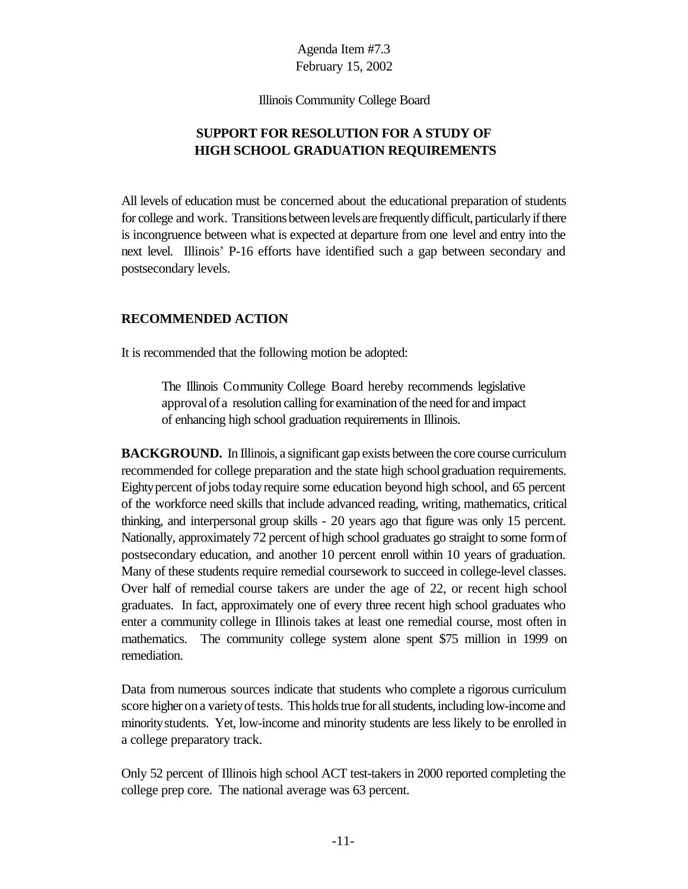Agenda Item #7.3
February 15, 2002

Illinois Community College Board

## SUPPORT FOR RESOLUTION FOR A STUDY OF HIGH SCHOOL GRADUATION REQUIREMENTS

All levels of education must be concerned about the educational preparation of students for college and work. Transitions between levels are frequently difficult, particularly if there is incongruence between what is expected at departure from one level and entry into the next level. Illinois' P-16 efforts have identified such a gap between secondary and postsecondary levels.

### RECOMMENDED ACTION

It is recommended that the following motion be adopted:

> The Illinois Community College Board hereby recommends legislative approval of a resolution calling for examination of the need for and impact of enhancing high school graduation requirements in Illinois.

**BACKGROUND.** In Illinois, a significant gap exists between the core course curriculum recommended for college preparation and the state high school graduation requirements. Eighty percent of jobs today require some education beyond high school, and 65 percent of the workforce need skills that include advanced reading, writing, mathematics, critical thinking, and interpersonal group skills - 20 years ago that figure was only 15 percent. Nationally, approximately 72 percent of high school graduates go straight to some form of postsecondary education, and another 10 percent enroll within 10 years of graduation. Many of these students require remedial coursework to succeed in college-level classes. Over half of remedial course takers are under the age of 22, or recent high school graduates. In fact, approximately one of every three recent high school graduates who enter a community college in Illinois takes at least one remedial course, most often in mathematics. The community college system alone spent $75 million in 1999 on remediation.

Data from numerous sources indicate that students who complete a rigorous curriculum score higher on a variety of tests. This holds true for all students, including low-income and minority students. Yet, low-income and minority students are less likely to be enrolled in a college preparatory track.

Only 52 percent of Illinois high school ACT test-takers in 2000 reported completing the college prep core. The national average was 63 percent.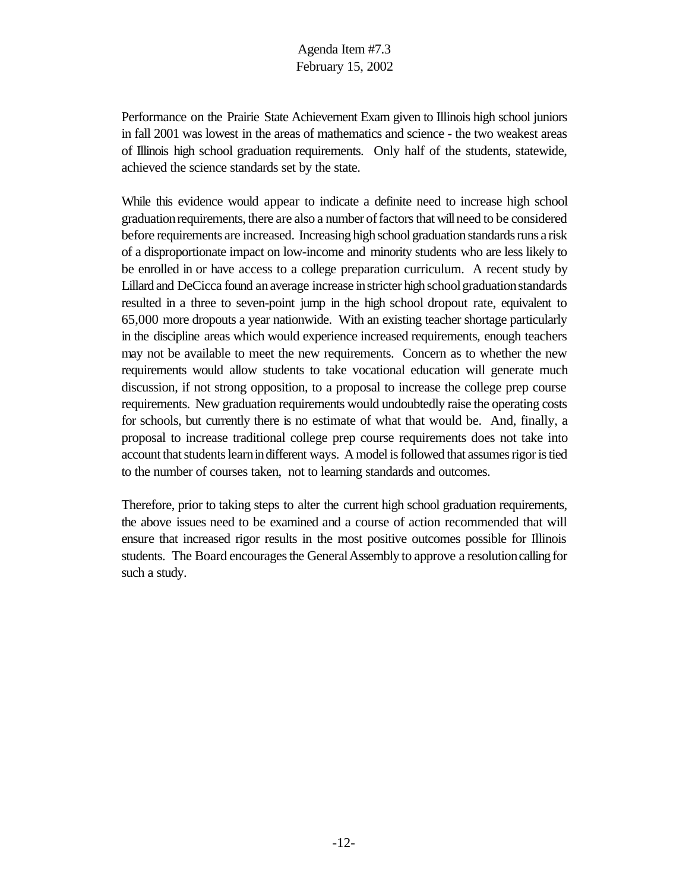Performance on the Prairie State Achievement Exam given to Illinois high school juniors in fall 2001 was lowest in the areas of mathematics and science - the two weakest areas of Illinois high school graduation requirements. Only half of the students, statewide, achieved the science standards set by the state.

While this evidence would appear to indicate a definite need to increase high school graduation requirements, there are also a number of factors that will need to be considered before requirements are increased. Increasing high school graduation standards runs a risk of a disproportionate impact on low-income and minority students who are less likely to be enrolled in or have access to a college preparation curriculum. A recent study by Lillard and DeCicca found an average increase in stricter high school graduation standards resulted in a three to seven-point jump in the high school dropout rate, equivalent to 65,000 more dropouts a year nationwide. With an existing teacher shortage particularly in the discipline areas which would experience increased requirements, enough teachers may not be available to meet the new requirements. Concern as to whether the new requirements would allow students to take vocational education will generate much discussion, if not strong opposition, to a proposal to increase the college prep course requirements. New graduation requirements would undoubtedly raise the operating costs for schools, but currently there is no estimate of what that would be. And, finally, a proposal to increase traditional college prep course requirements does not take into account that students learn in different ways. A model is followed that assumes rigor is tied to the number of courses taken, not to learning standards and outcomes.

Therefore, prior to taking steps to alter the current high school graduation requirements, the above issues need to be examined and a course of action recommended that will ensure that increased rigor results in the most positive outcomes possible for Illinois students. The Board encourages the General Assembly to approve a resolution calling for such a study.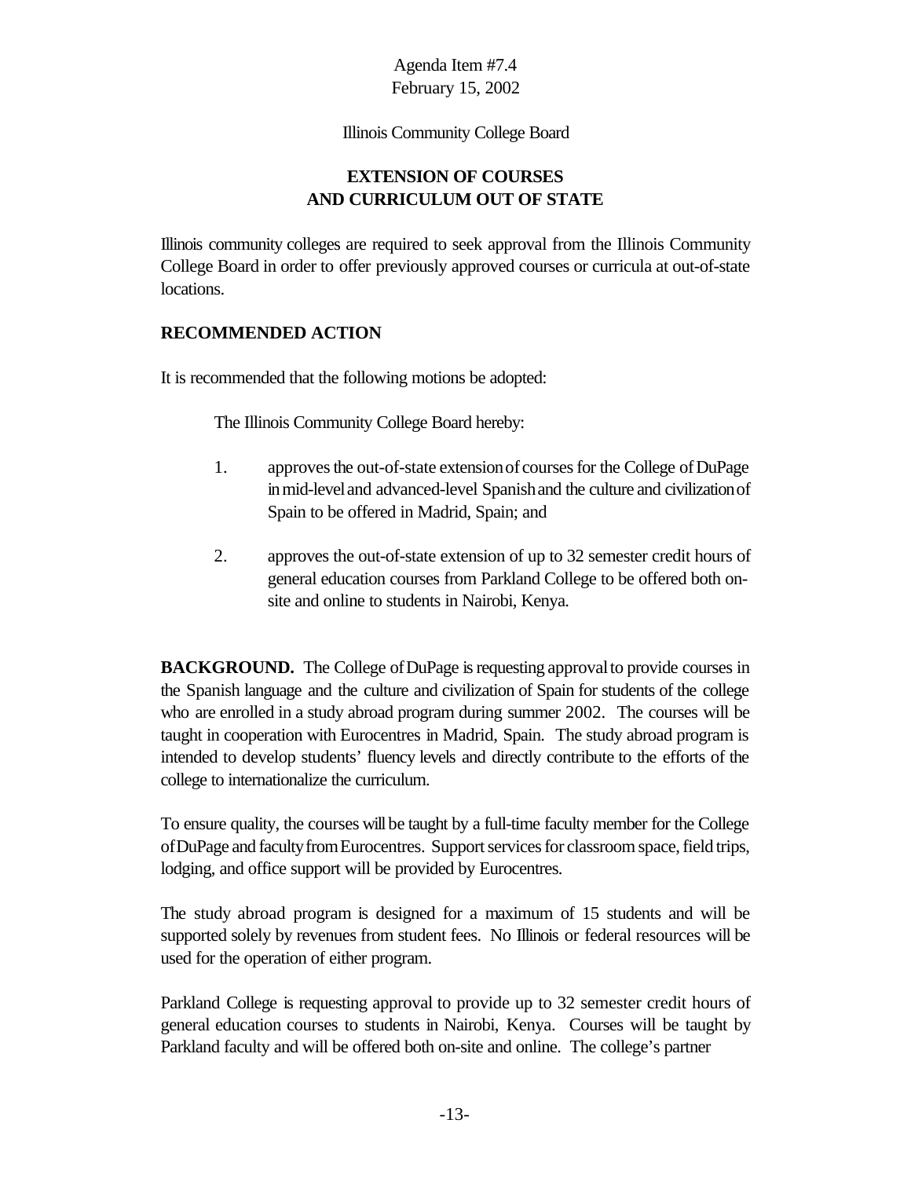Agenda Item #7.4
February 15, 2002

Illinois Community College Board

## EXTENSION OF COURSES AND CURRICULUM OUT OF STATE

Illinois community colleges are required to seek approval from the Illinois Community College Board in order to offer previously approved courses or curricula at out-of-state locations.

### RECOMMENDED ACTION

It is recommended that the following motions be adopted:

The Illinois Community College Board hereby:

1. approves the out-of-state extension of courses for the College of DuPage in mid-level and advanced-level Spanish and the culture and civilization of Spain to be offered in Madrid, Spain; and

2. approves the out-of-state extension of up to 32 semester credit hours of general education courses from Parkland College to be offered both on-site and online to students in Nairobi, Kenya.

**BACKGROUND.** The College of DuPage is requesting approval to provide courses in the Spanish language and the culture and civilization of Spain for students of the college who are enrolled in a study abroad program during summer 2002. The courses will be taught in cooperation with Eurocentres in Madrid, Spain. The study abroad program is intended to develop students' fluency levels and directly contribute to the efforts of the college to internationalize the curriculum.

To ensure quality, the courses will be taught by a full-time faculty member for the College of DuPage and faculty from Eurocentres. Support services for classroom space, field trips, lodging, and office support will be provided by Eurocentres.

The study abroad program is designed for a maximum of 15 students and will be supported solely by revenues from student fees. No Illinois or federal resources will be used for the operation of either program.

Parkland College is requesting approval to provide up to 32 semester credit hours of general education courses to students in Nairobi, Kenya. Courses will be taught by Parkland faculty and will be offered both on-site and online. The college's partner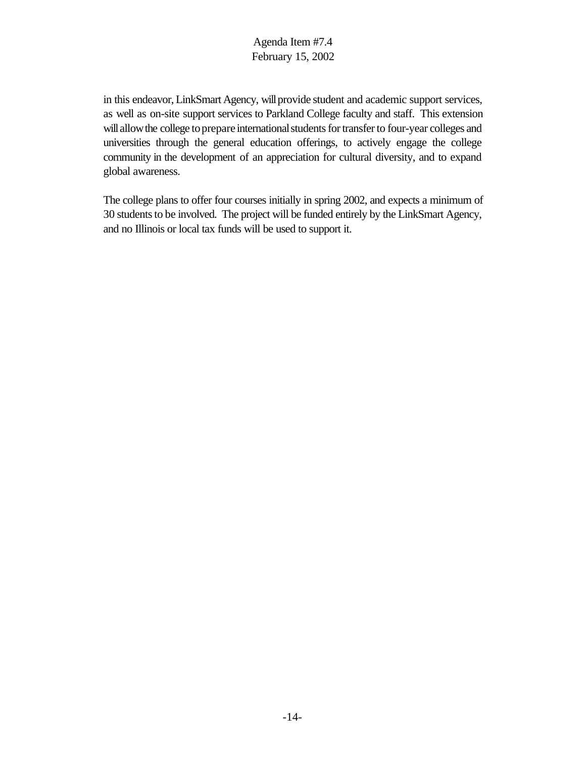in this endeavor, LinkSmart Agency, will provide student and academic support services, as well as on-site support services to Parkland College faculty and staff. This extension will allow the college to prepare international students for transfer to four-year colleges and universities through the general education offerings, to actively engage the college community in the development of an appreciation for cultural diversity, and to expand global awareness.

The college plans to offer four courses initially in spring 2002, and expects a minimum of 30 students to be involved. The project will be funded entirely by the LinkSmart Agency, and no Illinois or local tax funds will be used to support it.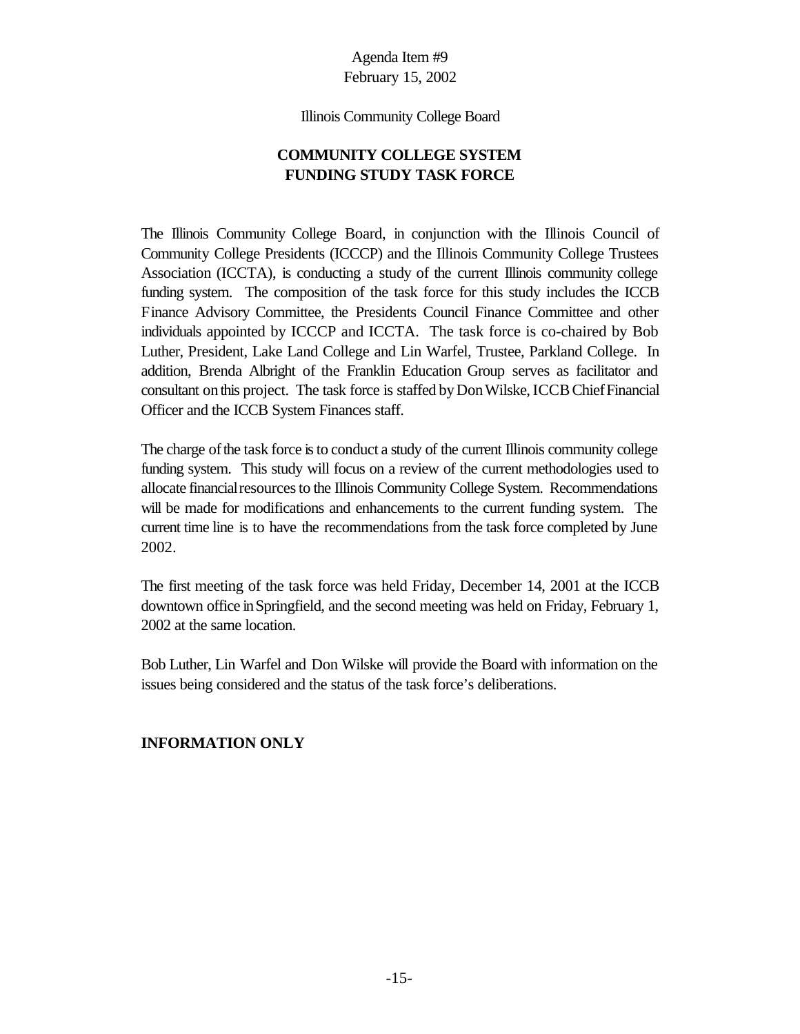Agenda Item #9
February 15, 2002

Illinois Community College Board

## COMMUNITY COLLEGE SYSTEM FUNDING STUDY TASK FORCE

The Illinois Community College Board, in conjunction with the Illinois Council of Community College Presidents (ICCCP) and the Illinois Community College Trustees Association (ICCTA), is conducting a study of the current Illinois community college funding system. The composition of the task force for this study includes the ICCB Finance Advisory Committee, the Presidents Council Finance Committee and other individuals appointed by ICCCP and ICCTA. The task force is co-chaired by Bob Luther, President, Lake Land College and Lin Warfel, Trustee, Parkland College. In addition, Brenda Albright of the Franklin Education Group serves as facilitator and consultant on this project. The task force is staffed by Don Wilske, ICCB Chief Financial Officer and the ICCB System Finances staff.

The charge of the task force is to conduct a study of the current Illinois community college funding system. This study will focus on a review of the current methodologies used to allocate financial resources to the Illinois Community College System. Recommendations will be made for modifications and enhancements to the current funding system. The current time line is to have the recommendations from the task force completed by June 2002.

The first meeting of the task force was held Friday, December 14, 2001 at the ICCB downtown office in Springfield, and the second meeting was held on Friday, February 1, 2002 at the same location.

Bob Luther, Lin Warfel and Don Wilske will provide the Board with information on the issues being considered and the status of the task force's deliberations.

**INFORMATION ONLY**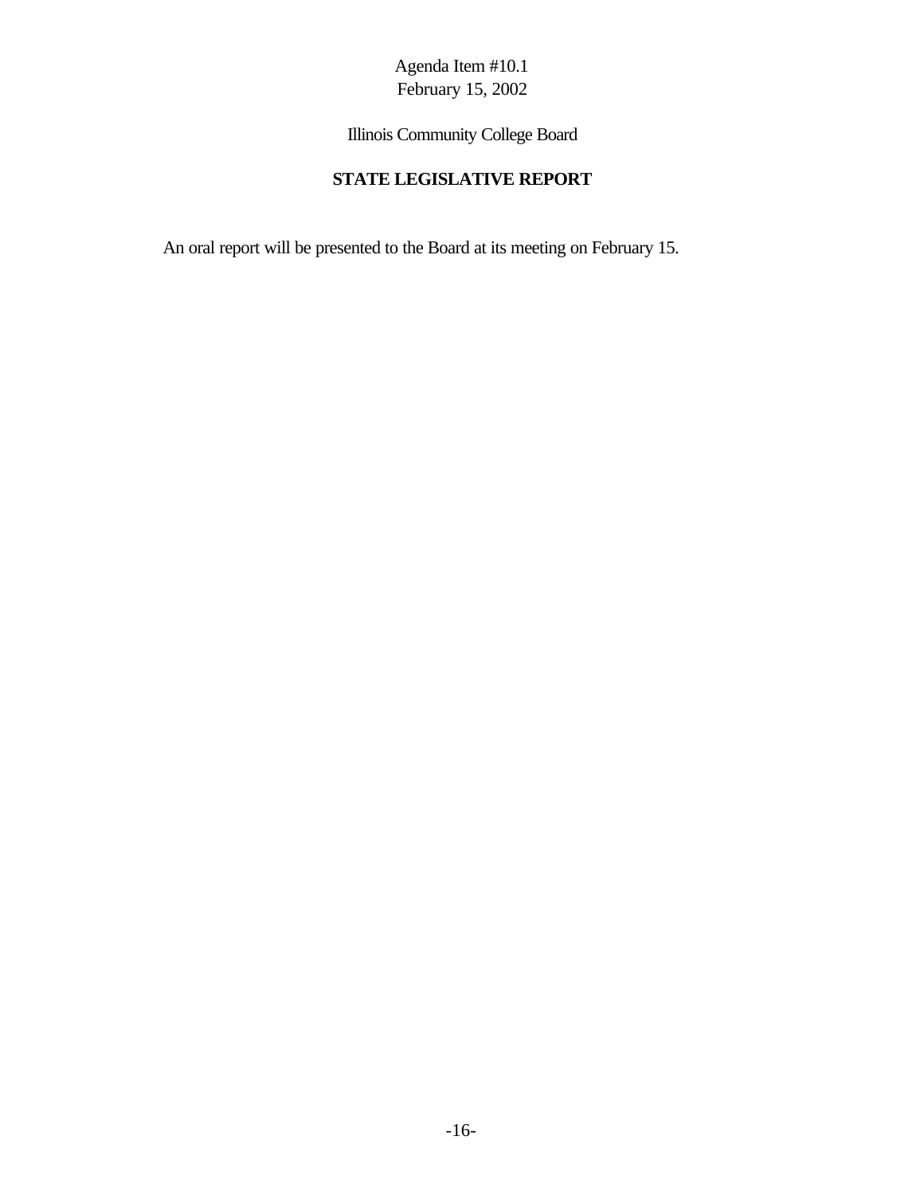Agenda Item #10.1
February 15, 2002

Illinois Community College Board

**STATE LEGISLATIVE REPORT**

An oral report will be presented to the Board at its meeting on February 15.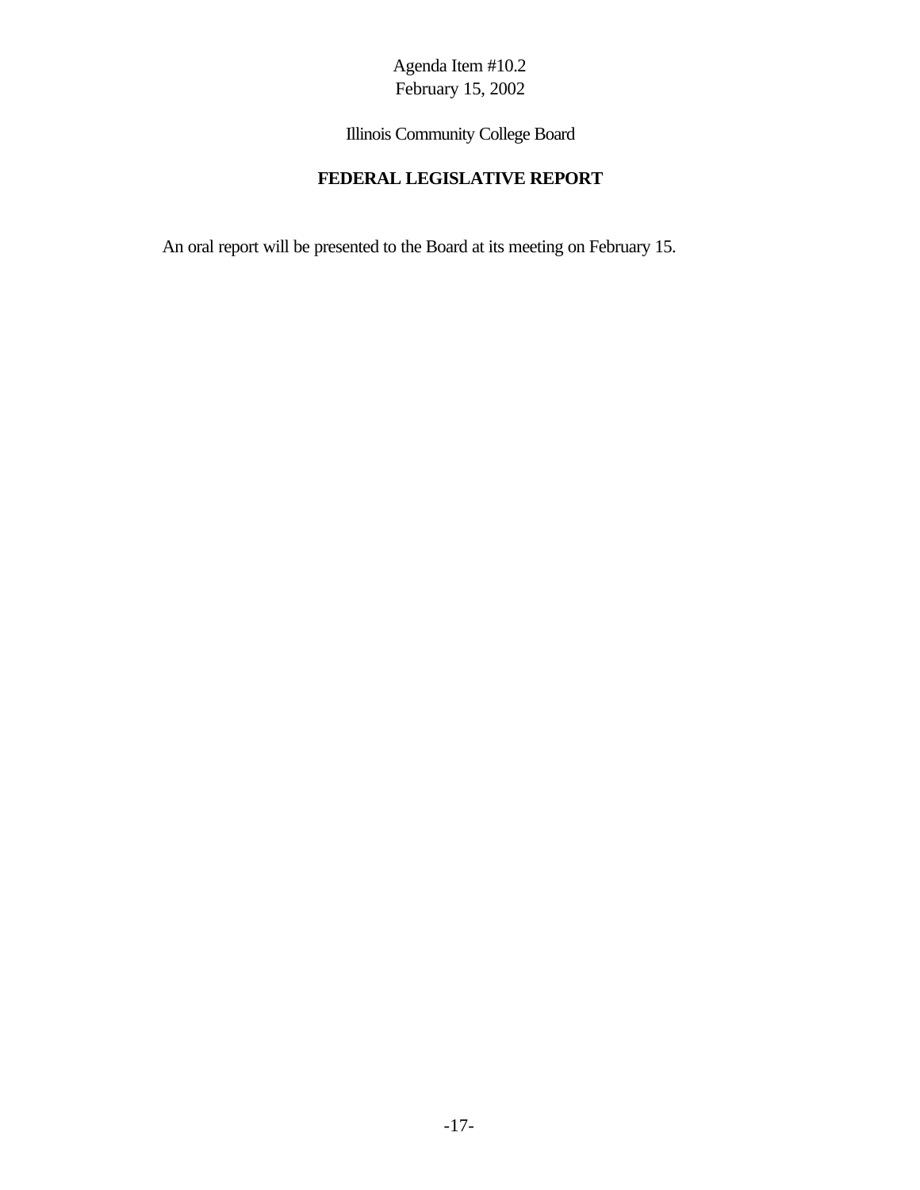Agenda Item #10.2
February 15, 2002

Illinois Community College Board

# FEDERAL LEGISLATIVE REPORT

An oral report will be presented to the Board at its meeting on February 15.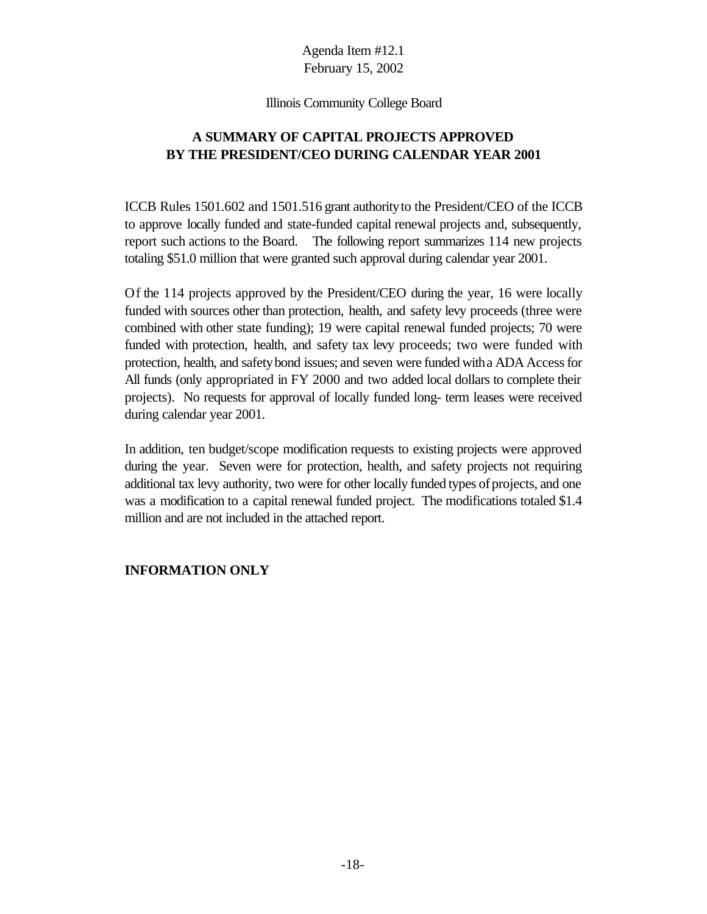Agenda Item #12.1
February 15, 2002

Illinois Community College Board

## A SUMMARY OF CAPITAL PROJECTS APPROVED BY THE PRESIDENT/CEO DURING CALENDAR YEAR 2001

ICCB Rules 1501.602 and 1501.516 grant authority to the President/CEO of the ICCB to approve locally funded and state-funded capital renewal projects and, subsequently, report such actions to the Board. The following report summarizes 114 new projects totaling $51.0 million that were granted such approval during calendar year 2001.

Of the 114 projects approved by the President/CEO during the year, 16 were locally funded with sources other than protection, health, and safety levy proceeds (three were combined with other state funding); 19 were capital renewal funded projects; 70 were funded with protection, health, and safety tax levy proceeds; two were funded with protection, health, and safety bond issues; and seven were funded with a ADA Access for All funds (only appropriated in FY 2000 and two added local dollars to complete their projects). No requests for approval of locally funded long- term leases were received during calendar year 2001.

In addition, ten budget/scope modification requests to existing projects were approved during the year. Seven were for protection, health, and safety projects not requiring additional tax levy authority, two were for other locally funded types of projects, and one was a modification to a capital renewal funded project. The modifications totaled $1.4 million and are not included in the attached report.

**INFORMATION ONLY**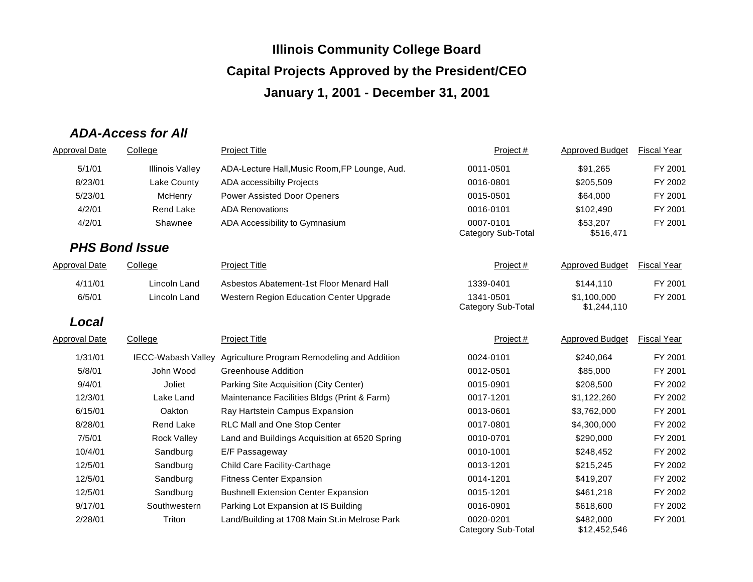# Illinois Community College Board

## Capital Projects Approved by the President/CEO

## January 1, 2001 - December 31, 2001

### *ADA-Access for All*

| Approval Date | College | Project Title | Project # | Approved Budget | Fiscal Year |
|---|---|---|---|---|---|
| 5/1/01 | Illinois Valley | ADA-Lecture Hall,Music Room,FP Lounge, Aud. | 0011-0501 | $91,265 | FY 2001 |
| 8/23/01 | Lake County | ADA accessibilty Projects | 0016-0801 | $205,509 | FY 2002 |
| 5/23/01 | McHenry | Power Assisted Door Openers | 0015-0501 | $64,000 | FY 2001 |
| 4/2/01 | Rend Lake | ADA Renovations | 0016-0101 | $102,490 | FY 2001 |
| 4/2/01 | Shawnee | ADA Accessibility to Gymnasium | 0007-0101 | $53,207 | FY 2001 |
| | | | Category Sub-Total | $516,471 | |

### *PHS Bond Issue*

| Approval Date | College | Project Title | Project # | Approved Budget | Fiscal Year |
|---|---|---|---|---|---|
| 4/11/01 | Lincoln Land | Asbestos Abatement-1st Floor Menard Hall | 1339-0401 | $144,110 | FY 2001 |
| 6/5/01 | Lincoln Land | Western Region Education Center Upgrade | 1341-0501 | $1,100,000 | FY 2001 |
| | | | Category Sub-Total | $1,244,110 | |

### *Local*

| Approval Date | College | Project Title | Project # | Approved Budget | Fiscal Year |
|---|---|---|---|---|---|
| 1/31/01 | IECC-Wabash Valley | Agriculture Program Remodeling and Addition | 0024-0101 | $240,064 | FY 2001 |
| 5/8/01 | John Wood | Greenhouse Addition | 0012-0501 | $85,000 | FY 2001 |
| 9/4/01 | Joliet | Parking Site Acquisition (City Center) | 0015-0901 | $208,500 | FY 2002 |
| 12/3/01 | Lake Land | Maintenance Facilities Bldgs (Print & Farm) | 0017-1201 | $1,122,260 | FY 2002 |
| 6/15/01 | Oakton | Ray Hartstein Campus Expansion | 0013-0601 | $3,762,000 | FY 2001 |
| 8/28/01 | Rend Lake | RLC Mall and One Stop Center | 0017-0801 | $4,300,000 | FY 2002 |
| 7/5/01 | Rock Valley | Land and Buildings Acquisition at 6520 Spring | 0010-0701 | $290,000 | FY 2001 |
| 10/4/01 | Sandburg | E/F Passageway | 0010-1001 | $248,452 | FY 2002 |
| 12/5/01 | Sandburg | Child Care Facility-Carthage | 0013-1201 | $215,245 | FY 2002 |
| 12/5/01 | Sandburg | Fitness Center Expansion | 0014-1201 | $419,207 | FY 2002 |
| 12/5/01 | Sandburg | Bushnell Extension Center Expansion | 0015-1201 | $461,218 | FY 2002 |
| 9/17/01 | Southwestern | Parking Lot Expansion at IS Building | 0016-0901 | $618,600 | FY 2002 |
| 2/28/01 | Triton | Land/Building at 1708 Main St.in Melrose Park | 0020-0201 | $482,000 | FY 2001 |
| | | | Category Sub-Total | $12,452,546 | |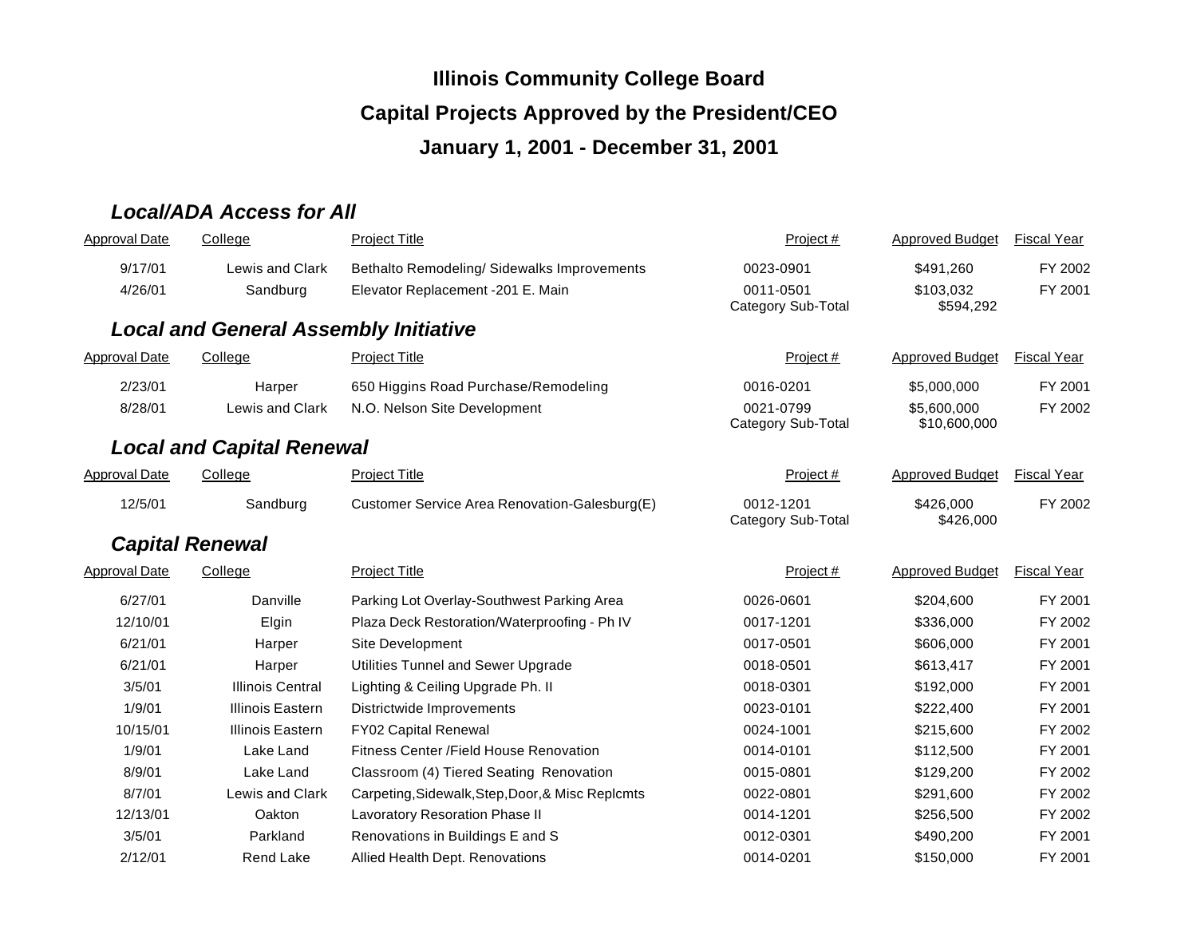# Illinois Community College Board

## Capital Projects Approved by the President/CEO

## January 1, 2001 - December 31, 2001

### *Local/ADA Access for All*

| Approval Date | College | Project Title | Project # | Approved Budget | Fiscal Year |
|---|---|---|---|---|---|
| 9/17/01 | Lewis and Clark | Bethalto Remodeling/ Sidewalks Improvements | 0023-0901 | $491,260 | FY 2002 |
| 4/26/01 | Sandburg | Elevator Replacement -201 E. Main | 0011-0501 | $103,032 | FY 2001 |
| | | | Category Sub-Total | $594,292 | |

### *Local and General Assembly Initiative*

| Approval Date | College | Project Title | Project # | Approved Budget | Fiscal Year |
|---|---|---|---|---|---|
| 2/23/01 | Harper | 650 Higgins Road Purchase/Remodeling | 0016-0201 | $5,000,000 | FY 2001 |
| 8/28/01 | Lewis and Clark | N.O. Nelson Site Development | 0021-0799 | $5,600,000 | FY 2002 |
| | | | Category Sub-Total | $10,600,000 | |

### *Local and Capital Renewal*

| Approval Date | College | Project Title | Project # | Approved Budget | Fiscal Year |
|---|---|---|---|---|---|
| 12/5/01 | Sandburg | Customer Service Area Renovation-Galesburg(E) | 0012-1201 | $426,000 | FY 2002 |
| | | | Category Sub-Total | $426,000 | |

### *Capital Renewal*

| Approval Date | College | Project Title | Project # | Approved Budget | Fiscal Year |
|---|---|---|---|---|---|
| 6/27/01 | Danville | Parking Lot Overlay-Southwest Parking Area | 0026-0601 | $204,600 | FY 2001 |
| 12/10/01 | Elgin | Plaza Deck Restoration/Waterproofing - Ph IV | 0017-1201 | $336,000 | FY 2002 |
| 6/21/01 | Harper | Site Development | 0017-0501 | $606,000 | FY 2001 |
| 6/21/01 | Harper | Utilities Tunnel and Sewer Upgrade | 0018-0501 | $613,417 | FY 2001 |
| 3/5/01 | Illinois Central | Lighting & Ceiling Upgrade Ph. II | 0018-0301 | $192,000 | FY 2001 |
| 1/9/01 | Illinois Eastern | Districtwide Improvements | 0023-0101 | $222,400 | FY 2001 |
| 10/15/01 | Illinois Eastern | FY02 Capital Renewal | 0024-1001 | $215,600 | FY 2002 |
| 1/9/01 | Lake Land | Fitness Center /Field House Renovation | 0014-0101 | $112,500 | FY 2001 |
| 8/9/01 | Lake Land | Classroom (4) Tiered Seating Renovation | 0015-0801 | $129,200 | FY 2002 |
| 8/7/01 | Lewis and Clark | Carpeting,Sidewalk,Step,Door,& Misc Replcmts | 0022-0801 | $291,600 | FY 2002 |
| 12/13/01 | Oakton | Lavoratory Resoration Phase II | 0014-1201 | $256,500 | FY 2002 |
| 3/5/01 | Parkland | Renovations in Buildings E and S | 0012-0301 | $490,200 | FY 2001 |
| 2/12/01 | Rend Lake | Allied Health Dept. Renovations | 0014-0201 | $150,000 | FY 2001 |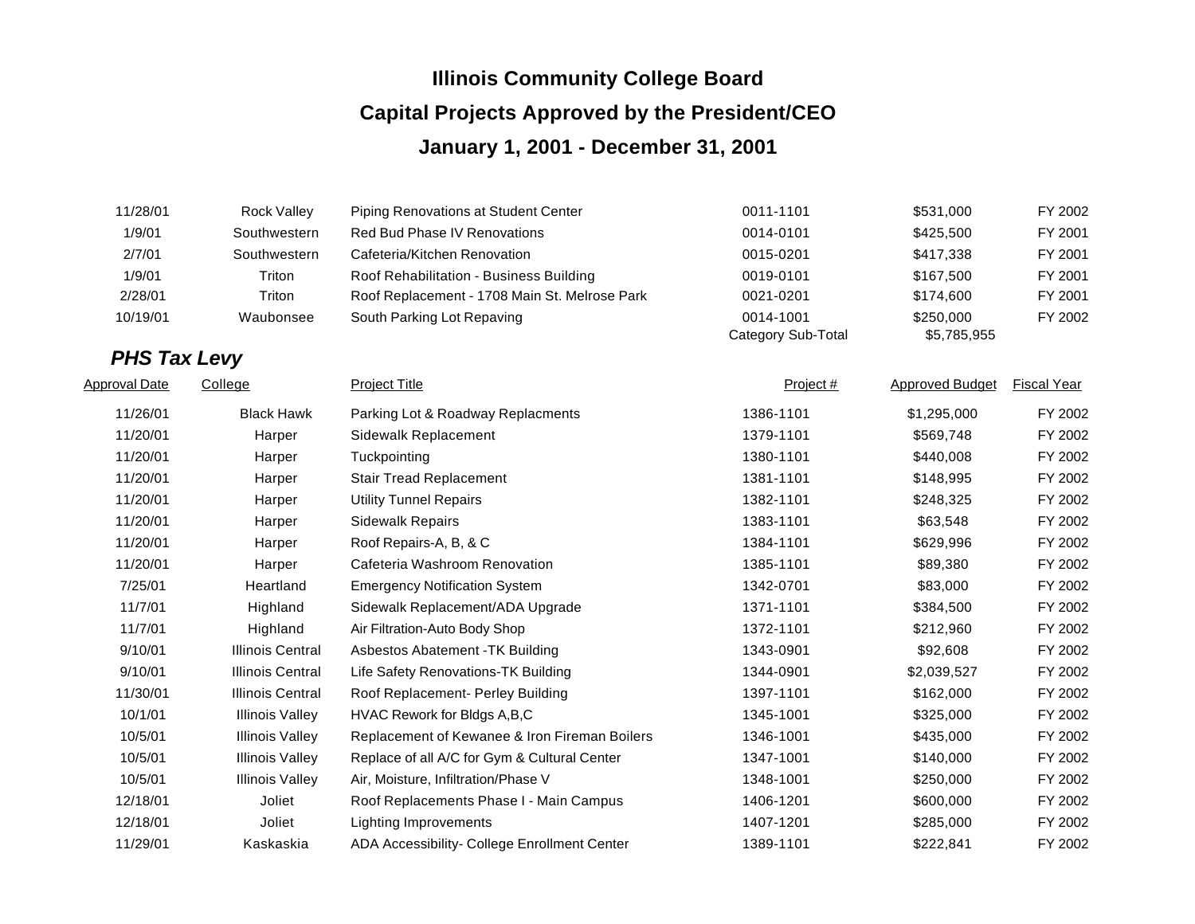# Illinois Community College Board

## Capital Projects Approved by the President/CEO

## January 1, 2001 - December 31, 2001

| Approval Date | College | Project Title | Project # | Approved Budget | Fiscal Year |
|---|---|---|---|---|---|
| 11/28/01 | Rock Valley | Piping Renovations at Student Center | 0011-1101 | $531,000 | FY 2002 |
| 1/9/01 | Southwestern | Red Bud Phase IV Renovations | 0014-0101 | $425,500 | FY 2001 |
| 2/7/01 | Southwestern | Cafeteria/Kitchen Renovation | 0015-0201 | $417,338 | FY 2001 |
| 1/9/01 | Triton | Roof Rehabilitation - Business Building | 0019-0101 | $167,500 | FY 2001 |
| 2/28/01 | Triton | Roof Replacement - 1708 Main St. Melrose Park | 0021-0201 | $174,600 | FY 2001 |
| 10/19/01 | Waubonsee | South Parking Lot Repaving | 0014-1001 | $250,000 | FY 2002 |
| | | | Category Sub-Total | $5,785,955 | |

### *PHS Tax Levy*

| Approval Date | College | Project Title | Project # | Approved Budget | Fiscal Year |
|---|---|---|---|---|---|
| 11/26/01 | Black Hawk | Parking Lot & Roadway Replacments | 1386-1101 | $1,295,000 | FY 2002 |
| 11/20/01 | Harper | Sidewalk Replacement | 1379-1101 | $569,748 | FY 2002 |
| 11/20/01 | Harper | Tuckpointing | 1380-1101 | $440,008 | FY 2002 |
| 11/20/01 | Harper | Stair Tread Replacement | 1381-1101 | $148,995 | FY 2002 |
| 11/20/01 | Harper | Utility Tunnel Repairs | 1382-1101 | $248,325 | FY 2002 |
| 11/20/01 | Harper | Sidewalk Repairs | 1383-1101 | $63,548 | FY 2002 |
| 11/20/01 | Harper | Roof Repairs-A, B, & C | 1384-1101 | $629,996 | FY 2002 |
| 11/20/01 | Harper | Cafeteria Washroom Renovation | 1385-1101 | $89,380 | FY 2002 |
| 7/25/01 | Heartland | Emergency Notification System | 1342-0701 | $83,000 | FY 2002 |
| 11/7/01 | Highland | Sidewalk Replacement/ADA Upgrade | 1371-1101 | $384,500 | FY 2002 |
| 11/7/01 | Highland | Air Filtration-Auto Body Shop | 1372-1101 | $212,960 | FY 2002 |
| 9/10/01 | Illinois Central | Asbestos Abatement -TK Building | 1343-0901 | $92,608 | FY 2002 |
| 9/10/01 | Illinois Central | Life Safety Renovations-TK Building | 1344-0901 | $2,039,527 | FY 2002 |
| 11/30/01 | Illinois Central | Roof Replacement- Perley Building | 1397-1101 | $162,000 | FY 2002 |
| 10/1/01 | Illinois Valley | HVAC Rework for Bldgs A,B,C | 1345-1001 | $325,000 | FY 2002 |
| 10/5/01 | Illinois Valley | Replacement of Kewanee & Iron Fireman Boilers | 1346-1001 | $435,000 | FY 2002 |
| 10/5/01 | Illinois Valley | Replace of all A/C for Gym & Cultural Center | 1347-1001 | $140,000 | FY 2002 |
| 10/5/01 | Illinois Valley | Air, Moisture, Infiltration/Phase V | 1348-1001 | $250,000 | FY 2002 |
| 12/18/01 | Joliet | Roof Replacements Phase I - Main Campus | 1406-1201 | $600,000 | FY 2002 |
| 12/18/01 | Joliet | Lighting Improvements | 1407-1201 | $285,000 | FY 2002 |
| 11/29/01 | Kaskaskia | ADA Accessibility- College Enrollment Center | 1389-1101 | $222,841 | FY 2002 |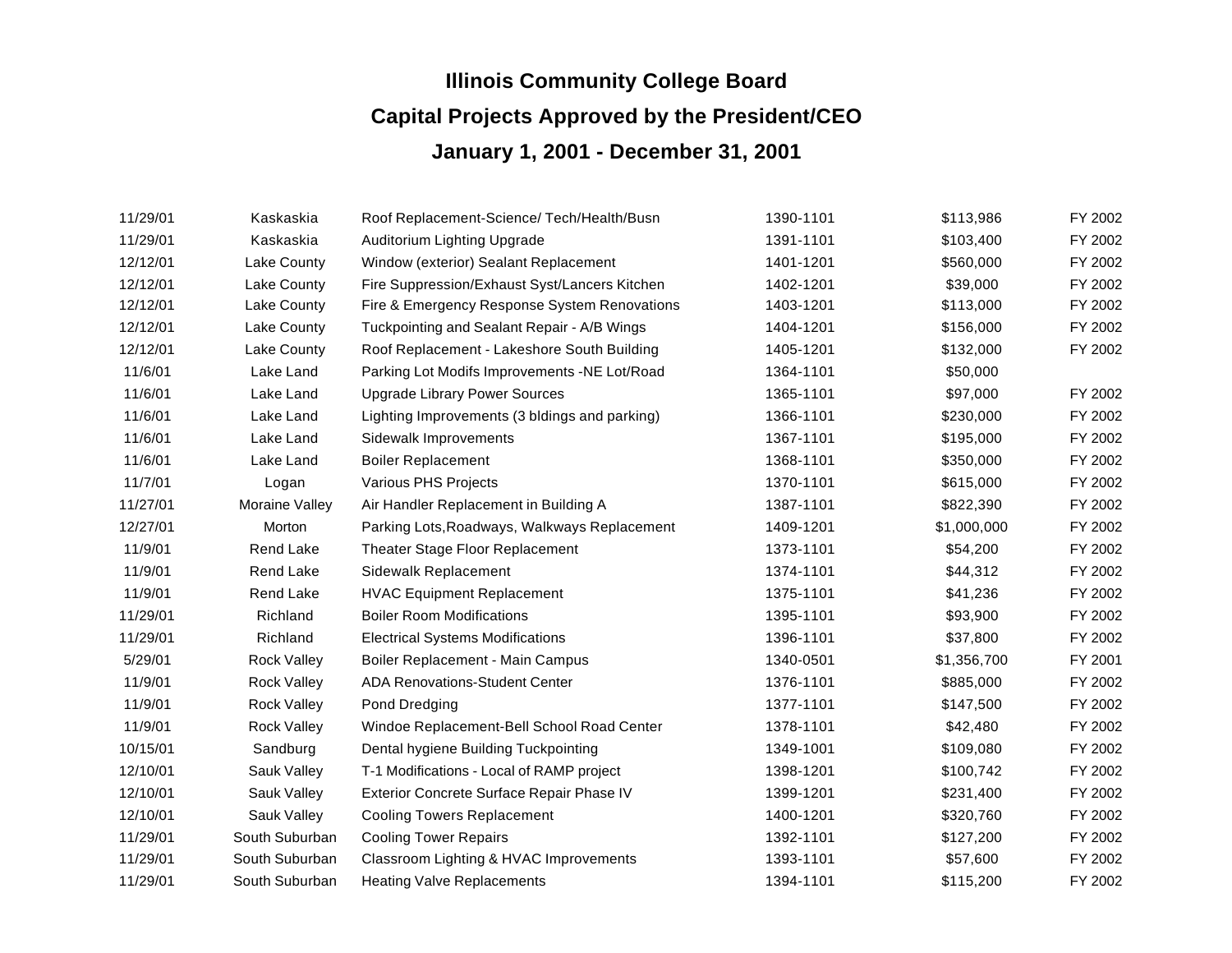# Illinois Community College Board

## Capital Projects Approved by the President/CEO

## January 1, 2001 - December 31, 2001

| | | | | | |
|---|---|---|---|---|---|
| 11/29/01 | Kaskaskia | Roof Replacement-Science/ Tech/Health/Busn | 1390-1101 | $113,986 | FY 2002 |
| 11/29/01 | Kaskaskia | Auditorium Lighting Upgrade | 1391-1101 | $103,400 | FY 2002 |
| 12/12/01 | Lake County | Window (exterior) Sealant Replacement | 1401-1201 | $560,000 | FY 2002 |
| 12/12/01 | Lake County | Fire Suppression/Exhaust Syst/Lancers Kitchen | 1402-1201 | $39,000 | FY 2002 |
| 12/12/01 | Lake County | Fire & Emergency Response System Renovations | 1403-1201 | $113,000 | FY 2002 |
| 12/12/01 | Lake County | Tuckpointing and Sealant Repair - A/B Wings | 1404-1201 | $156,000 | FY 2002 |
| 12/12/01 | Lake County | Roof Replacement - Lakeshore South Building | 1405-1201 | $132,000 | FY 2002 |
| 11/6/01 | Lake Land | Parking Lot Modifs Improvements -NE Lot/Road | 1364-1101 | $50,000 | |
| 11/6/01 | Lake Land | Upgrade Library Power Sources | 1365-1101 | $97,000 | FY 2002 |
| 11/6/01 | Lake Land | Lighting Improvements (3 bldings and parking) | 1366-1101 | $230,000 | FY 2002 |
| 11/6/01 | Lake Land | Sidewalk Improvements | 1367-1101 | $195,000 | FY 2002 |
| 11/6/01 | Lake Land | Boiler Replacement | 1368-1101 | $350,000 | FY 2002 |
| 11/7/01 | Logan | Various PHS Projects | 1370-1101 | $615,000 | FY 2002 |
| 11/27/01 | Moraine Valley | Air Handler Replacement in Building A | 1387-1101 | $822,390 | FY 2002 |
| 12/27/01 | Morton | Parking Lots,Roadways, Walkways Replacement | 1409-1201 | $1,000,000 | FY 2002 |
| 11/9/01 | Rend Lake | Theater Stage Floor Replacement | 1373-1101 | $54,200 | FY 2002 |
| 11/9/01 | Rend Lake | Sidewalk Replacement | 1374-1101 | $44,312 | FY 2002 |
| 11/9/01 | Rend Lake | HVAC Equipment Replacement | 1375-1101 | $41,236 | FY 2002 |
| 11/29/01 | Richland | Boiler Room Modifications | 1395-1101 | $93,900 | FY 2002 |
| 11/29/01 | Richland | Electrical Systems Modifications | 1396-1101 | $37,800 | FY 2002 |
| 5/29/01 | Rock Valley | Boiler Replacement - Main Campus | 1340-0501 | $1,356,700 | FY 2001 |
| 11/9/01 | Rock Valley | ADA Renovations-Student Center | 1376-1101 | $885,000 | FY 2002 |
| 11/9/01 | Rock Valley | Pond Dredging | 1377-1101 | $147,500 | FY 2002 |
| 11/9/01 | Rock Valley | Windoe Replacement-Bell School Road Center | 1378-1101 | $42,480 | FY 2002 |
| 10/15/01 | Sandburg | Dental hygiene Building Tuckpointing | 1349-1001 | $109,080 | FY 2002 |
| 12/10/01 | Sauk Valley | T-1 Modifications - Local of RAMP project | 1398-1201 | $100,742 | FY 2002 |
| 12/10/01 | Sauk Valley | Exterior Concrete Surface Repair Phase IV | 1399-1201 | $231,400 | FY 2002 |
| 12/10/01 | Sauk Valley | Cooling Towers Replacement | 1400-1201 | $320,760 | FY 2002 |
| 11/29/01 | South Suburban | Cooling Tower Repairs | 1392-1101 | $127,200 | FY 2002 |
| 11/29/01 | South Suburban | Classroom Lighting & HVAC Improvements | 1393-1101 | $57,600 | FY 2002 |
| 11/29/01 | South Suburban | Heating Valve Replacements | 1394-1101 | $115,200 | FY 2002 |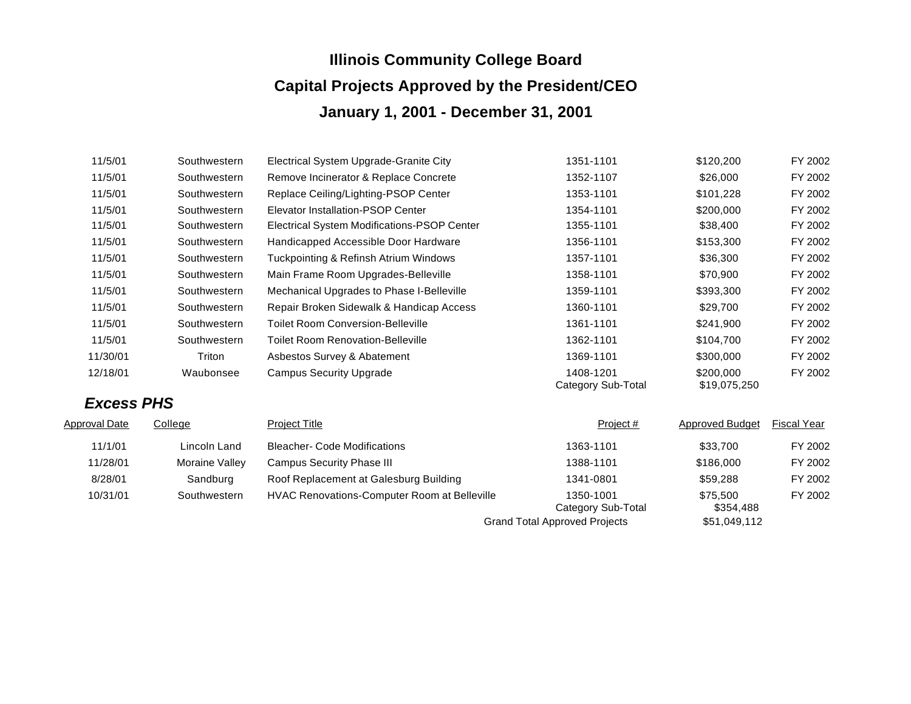# Illinois Community College Board

## Capital Projects Approved by the President/CEO

## January 1, 2001 - December 31, 2001

| Approval Date | College | Project Title | Project # | Approved Budget | Fiscal Year |
|---|---|---|---|---|---|
| 11/5/01 | Southwestern | Electrical System Upgrade-Granite City | 1351-1101 | $120,200 | FY 2002 |
| 11/5/01 | Southwestern | Remove Incinerator & Replace Concrete | 1352-1107 | $26,000 | FY 2002 |
| 11/5/01 | Southwestern | Replace Ceiling/Lighting-PSOP Center | 1353-1101 | $101,228 | FY 2002 |
| 11/5/01 | Southwestern | Elevator Installation-PSOP Center | 1354-1101 | $200,000 | FY 2002 |
| 11/5/01 | Southwestern | Electrical System Modifications-PSOP Center | 1355-1101 | $38,400 | FY 2002 |
| 11/5/01 | Southwestern | Handicapped Accessible Door Hardware | 1356-1101 | $153,300 | FY 2002 |
| 11/5/01 | Southwestern | Tuckpointing & Refinsh Atrium Windows | 1357-1101 | $36,300 | FY 2002 |
| 11/5/01 | Southwestern | Main Frame Room Upgrades-Belleville | 1358-1101 | $70,900 | FY 2002 |
| 11/5/01 | Southwestern | Mechanical Upgrades to Phase I-Belleville | 1359-1101 | $393,300 | FY 2002 |
| 11/5/01 | Southwestern | Repair Broken Sidewalk & Handicap Access | 1360-1101 | $29,700 | FY 2002 |
| 11/5/01 | Southwestern | Toilet Room Conversion-Belleville | 1361-1101 | $241,900 | FY 2002 |
| 11/5/01 | Southwestern | Toilet Room Renovation-Belleville | 1362-1101 | $104,700 | FY 2002 |
| 11/30/01 | Triton | Asbestos Survey & Abatement | 1369-1101 | $300,000 | FY 2002 |
| 12/18/01 | Waubonsee | Campus Security Upgrade | 1408-1201 | $200,000 | FY 2002 |
| | | | Category Sub-Total | $19,075,250 | |

### *Excess PHS*

| Approval Date | College | Project Title | Project # | Approved Budget | Fiscal Year |
|---|---|---|---|---|---|
| 11/1/01 | Lincoln Land | Bleacher- Code Modifications | 1363-1101 | $33,700 | FY 2002 |
| 11/28/01 | Moraine Valley | Campus Security Phase III | 1388-1101 | $186,000 | FY 2002 |
| 8/28/01 | Sandburg | Roof Replacement at Galesburg Building | 1341-0801 | $59,288 | FY 2002 |
| 10/31/01 | Southwestern | HVAC Renovations-Computer Room at Belleville | 1350-1001 | $75,500 | FY 2002 |
| | | | Category Sub-Total | $354,488 | |
| | | | Grand Total Approved Projects | $51,049,112 | |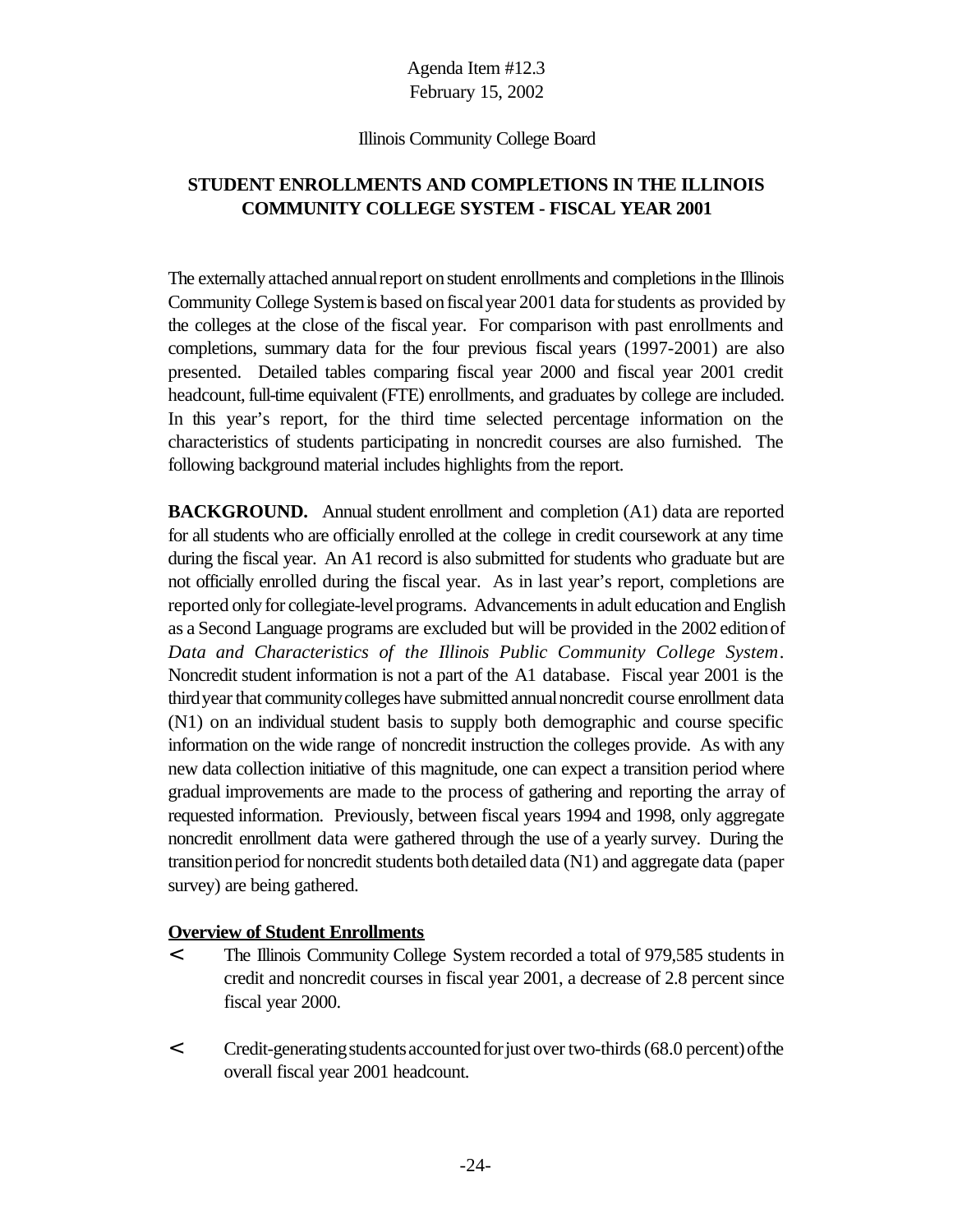Agenda Item #12.3
February 15, 2002

Illinois Community College Board

**STUDENT ENROLLMENTS AND COMPLETIONS IN THE ILLINOIS COMMUNITY COLLEGE SYSTEM - FISCAL YEAR 2001**

The externally attached annual report on student enrollments and completions in the Illinois Community College System is based on fiscal year 2001 data for students as provided by the colleges at the close of the fiscal year. For comparison with past enrollments and completions, summary data for the four previous fiscal years (1997-2001) are also presented. Detailed tables comparing fiscal year 2000 and fiscal year 2001 credit headcount, full-time equivalent (FTE) enrollments, and graduates by college are included. In this year's report, for the third time selected percentage information on the characteristics of students participating in noncredit courses are also furnished. The following background material includes highlights from the report.

**BACKGROUND.** Annual student enrollment and completion (A1) data are reported for all students who are officially enrolled at the college in credit coursework at any time during the fiscal year. An A1 record is also submitted for students who graduate but are not officially enrolled during the fiscal year. As in last year's report, completions are reported only for collegiate-level programs. Advancements in adult education and English as a Second Language programs are excluded but will be provided in the 2002 edition of *Data and Characteristics of the Illinois Public Community College System*. Noncredit student information is not a part of the A1 database. Fiscal year 2001 is the third year that community colleges have submitted annual noncredit course enrollment data (N1) on an individual student basis to supply both demographic and course specific information on the wide range of noncredit instruction the colleges provide. As with any new data collection initiative of this magnitude, one can expect a transition period where gradual improvements are made to the process of gathering and reporting the array of requested information. Previously, between fiscal years 1994 and 1998, only aggregate noncredit enrollment data were gathered through the use of a yearly survey. During the transition period for noncredit students both detailed data (N1) and aggregate data (paper survey) are being gathered.

**Overview of Student Enrollments**

- The Illinois Community College System recorded a total of 979,585 students in credit and noncredit courses in fiscal year 2001, a decrease of 2.8 percent since fiscal year 2000.
- Credit-generating students accounted for just over two-thirds (68.0 percent) of the overall fiscal year 2001 headcount.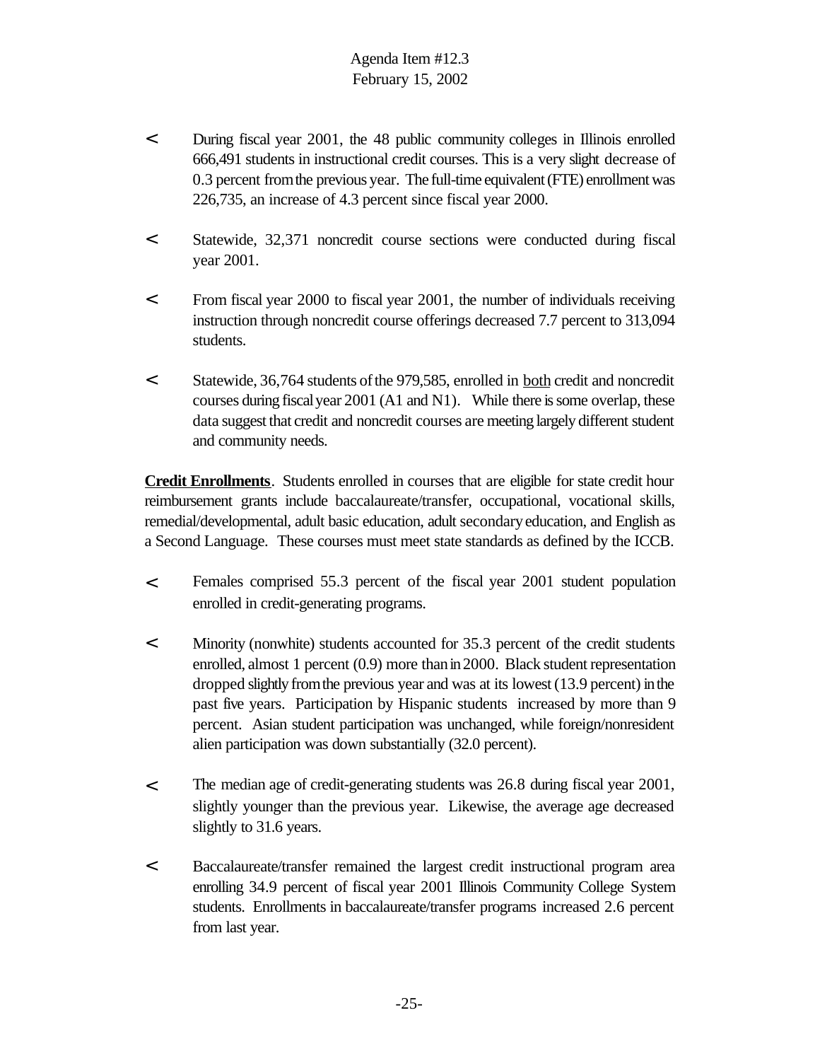- During fiscal year 2001, the 48 public community colleges in Illinois enrolled 666,491 students in instructional credit courses. This is a very slight decrease of 0.3 percent from the previous year. The full-time equivalent (FTE) enrollment was 226,735, an increase of 4.3 percent since fiscal year 2000.

- Statewide, 32,371 noncredit course sections were conducted during fiscal year 2001.

- From fiscal year 2000 to fiscal year 2001, the number of individuals receiving instruction through noncredit course offerings decreased 7.7 percent to 313,094 students.

- Statewide, 36,764 students of the 979,585, enrolled in both credit and noncredit courses during fiscal year 2001 (A1 and N1). While there is some overlap, these data suggest that credit and noncredit courses are meeting largely different student and community needs.

**Credit Enrollments**. Students enrolled in courses that are eligible for state credit hour reimbursement grants include baccalaureate/transfer, occupational, vocational skills, remedial/developmental, adult basic education, adult secondary education, and English as a Second Language. These courses must meet state standards as defined by the ICCB.

- Females comprised 55.3 percent of the fiscal year 2001 student population enrolled in credit-generating programs.

- Minority (nonwhite) students accounted for 35.3 percent of the credit students enrolled, almost 1 percent (0.9) more than in 2000. Black student representation dropped slightly from the previous year and was at its lowest (13.9 percent) in the past five years. Participation by Hispanic students increased by more than 9 percent. Asian student participation was unchanged, while foreign/nonresident alien participation was down substantially (32.0 percent).

- The median age of credit-generating students was 26.8 during fiscal year 2001, slightly younger than the previous year. Likewise, the average age decreased slightly to 31.6 years.

- Baccalaureate/transfer remained the largest credit instructional program area enrolling 34.9 percent of fiscal year 2001 Illinois Community College System students. Enrollments in baccalaureate/transfer programs increased 2.6 percent from last year.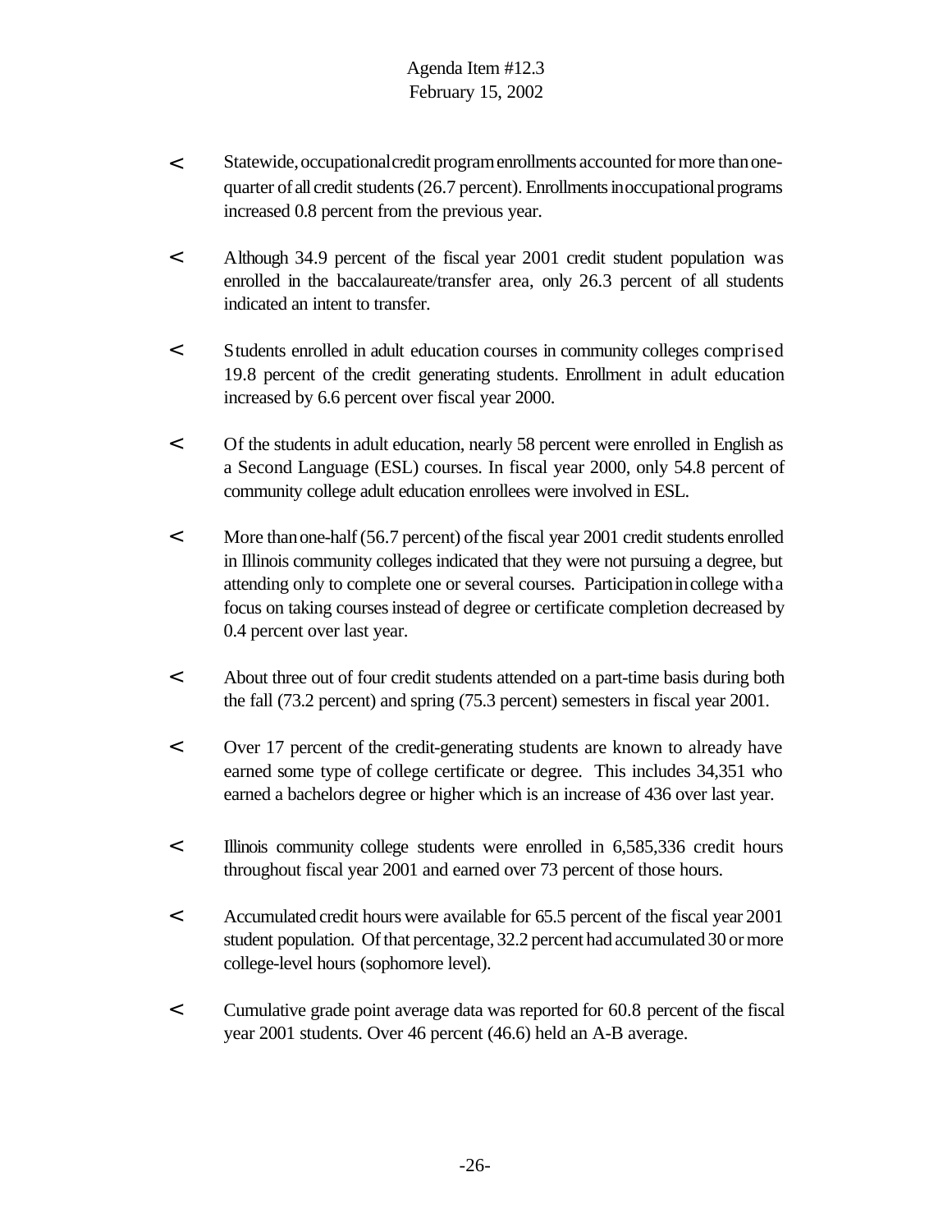- Statewide, occupational credit program enrollments accounted for more than one-quarter of all credit students (26.7 percent). Enrollments in occupational programs increased 0.8 percent from the previous year.

- Although 34.9 percent of the fiscal year 2001 credit student population was enrolled in the baccalaureate/transfer area, only 26.3 percent of all students indicated an intent to transfer.

- Students enrolled in adult education courses in community colleges comprised 19.8 percent of the credit generating students. Enrollment in adult education increased by 6.6 percent over fiscal year 2000.

- Of the students in adult education, nearly 58 percent were enrolled in English as a Second Language (ESL) courses. In fiscal year 2000, only 54.8 percent of community college adult education enrollees were involved in ESL.

- More than one-half (56.7 percent) of the fiscal year 2001 credit students enrolled in Illinois community colleges indicated that they were not pursuing a degree, but attending only to complete one or several courses. Participation in college with a focus on taking courses instead of degree or certificate completion decreased by 0.4 percent over last year.

- About three out of four credit students attended on a part-time basis during both the fall (73.2 percent) and spring (75.3 percent) semesters in fiscal year 2001.

- Over 17 percent of the credit-generating students are known to already have earned some type of college certificate or degree. This includes 34,351 who earned a bachelors degree or higher which is an increase of 436 over last year.

- Illinois community college students were enrolled in 6,585,336 credit hours throughout fiscal year 2001 and earned over 73 percent of those hours.

- Accumulated credit hours were available for 65.5 percent of the fiscal year 2001 student population. Of that percentage, 32.2 percent had accumulated 30 or more college-level hours (sophomore level).

- Cumulative grade point average data was reported for 60.8 percent of the fiscal year 2001 students. Over 46 percent (46.6) held an A-B average.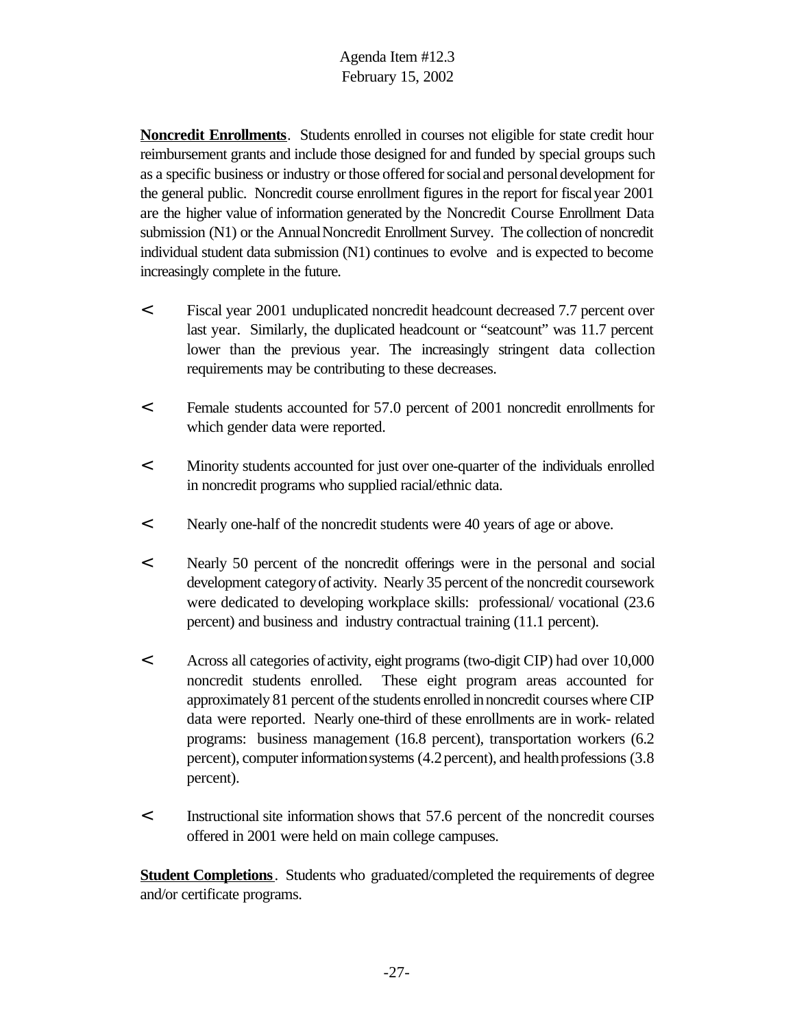**Noncredit Enrollments**. Students enrolled in courses not eligible for state credit hour reimbursement grants and include those designed for and funded by special groups such as a specific business or industry or those offered for social and personal development for the general public. Noncredit course enrollment figures in the report for fiscal year 2001 are the higher value of information generated by the Noncredit Course Enrollment Data submission (N1) or the Annual Noncredit Enrollment Survey. The collection of noncredit individual student data submission (N1) continues to evolve and is expected to become increasingly complete in the future.

- Fiscal year 2001 unduplicated noncredit headcount decreased 7.7 percent over last year. Similarly, the duplicated headcount or "seatcount" was 11.7 percent lower than the previous year. The increasingly stringent data collection requirements may be contributing to these decreases.

- Female students accounted for 57.0 percent of 2001 noncredit enrollments for which gender data were reported.

- Minority students accounted for just over one-quarter of the individuals enrolled in noncredit programs who supplied racial/ethnic data.

- Nearly one-half of the noncredit students were 40 years of age or above.

- Nearly 50 percent of the noncredit offerings were in the personal and social development category of activity. Nearly 35 percent of the noncredit coursework were dedicated to developing workplace skills: professional/ vocational (23.6 percent) and business and industry contractual training (11.1 percent).

- Across all categories of activity, eight programs (two-digit CIP) had over 10,000 noncredit students enrolled. These eight program areas accounted for approximately 81 percent of the students enrolled in noncredit courses where CIP data were reported. Nearly one-third of these enrollments are in work- related programs: business management (16.8 percent), transportation workers (6.2 percent), computer information systems (4.2 percent), and health professions (3.8 percent).

- Instructional site information shows that 57.6 percent of the noncredit courses offered in 2001 were held on main college campuses.

**Student Completions**. Students who graduated/completed the requirements of degree and/or certificate programs.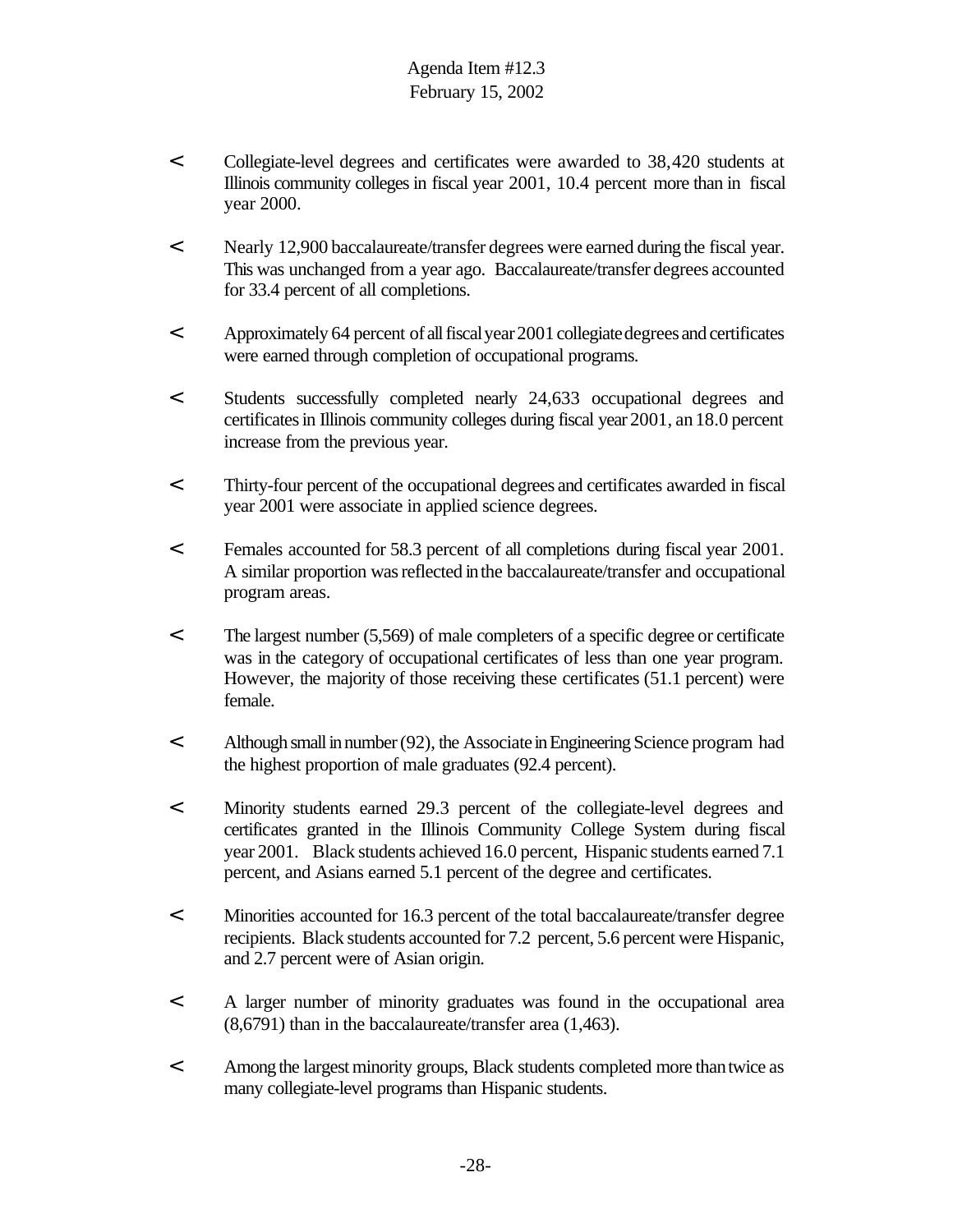- Collegiate-level degrees and certificates were awarded to 38,420 students at Illinois community colleges in fiscal year 2001, 10.4 percent more than in fiscal year 2000.

- Nearly 12,900 baccalaureate/transfer degrees were earned during the fiscal year. This was unchanged from a year ago. Baccalaureate/transfer degrees accounted for 33.4 percent of all completions.

- Approximately 64 percent of all fiscal year 2001 collegiate degrees and certificates were earned through completion of occupational programs.

- Students successfully completed nearly 24,633 occupational degrees and certificates in Illinois community colleges during fiscal year 2001, an 18.0 percent increase from the previous year.

- Thirty-four percent of the occupational degrees and certificates awarded in fiscal year 2001 were associate in applied science degrees.

- Females accounted for 58.3 percent of all completions during fiscal year 2001. A similar proportion was reflected in the baccalaureate/transfer and occupational program areas.

- The largest number (5,569) of male completers of a specific degree or certificate was in the category of occupational certificates of less than one year program. However, the majority of those receiving these certificates (51.1 percent) were female.

- Although small in number (92), the Associate in Engineering Science program had the highest proportion of male graduates (92.4 percent).

- Minority students earned 29.3 percent of the collegiate-level degrees and certificates granted in the Illinois Community College System during fiscal year 2001. Black students achieved 16.0 percent, Hispanic students earned 7.1 percent, and Asians earned 5.1 percent of the degree and certificates.

- Minorities accounted for 16.3 percent of the total baccalaureate/transfer degree recipients. Black students accounted for 7.2 percent, 5.6 percent were Hispanic, and 2.7 percent were of Asian origin.

- A larger number of minority graduates was found in the occupational area (8,6791) than in the baccalaureate/transfer area (1,463).

- Among the largest minority groups, Black students completed more than twice as many collegiate-level programs than Hispanic students.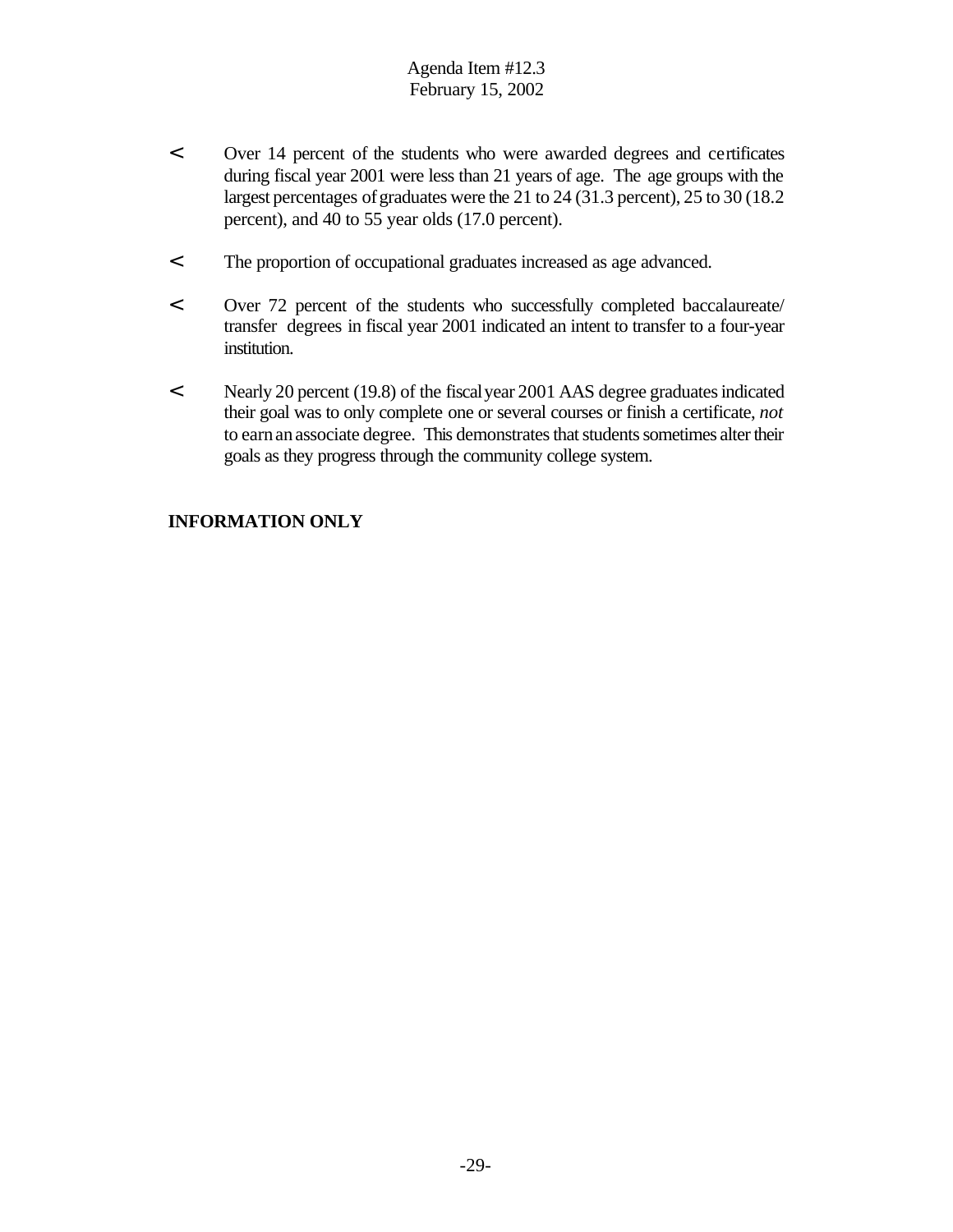- Over 14 percent of the students who were awarded degrees and certificates during fiscal year 2001 were less than 21 years of age. The age groups with the largest percentages of graduates were the 21 to 24 (31.3 percent), 25 to 30 (18.2 percent), and 40 to 55 year olds (17.0 percent).

- The proportion of occupational graduates increased as age advanced.

- Over 72 percent of the students who successfully completed baccalaureate/ transfer degrees in fiscal year 2001 indicated an intent to transfer to a four-year institution.

- Nearly 20 percent (19.8) of the fiscal year 2001 AAS degree graduates indicated their goal was to only complete one or several courses or finish a certificate, *not* to earn an associate degree. This demonstrates that students sometimes alter their goals as they progress through the community college system.

**INFORMATION ONLY**